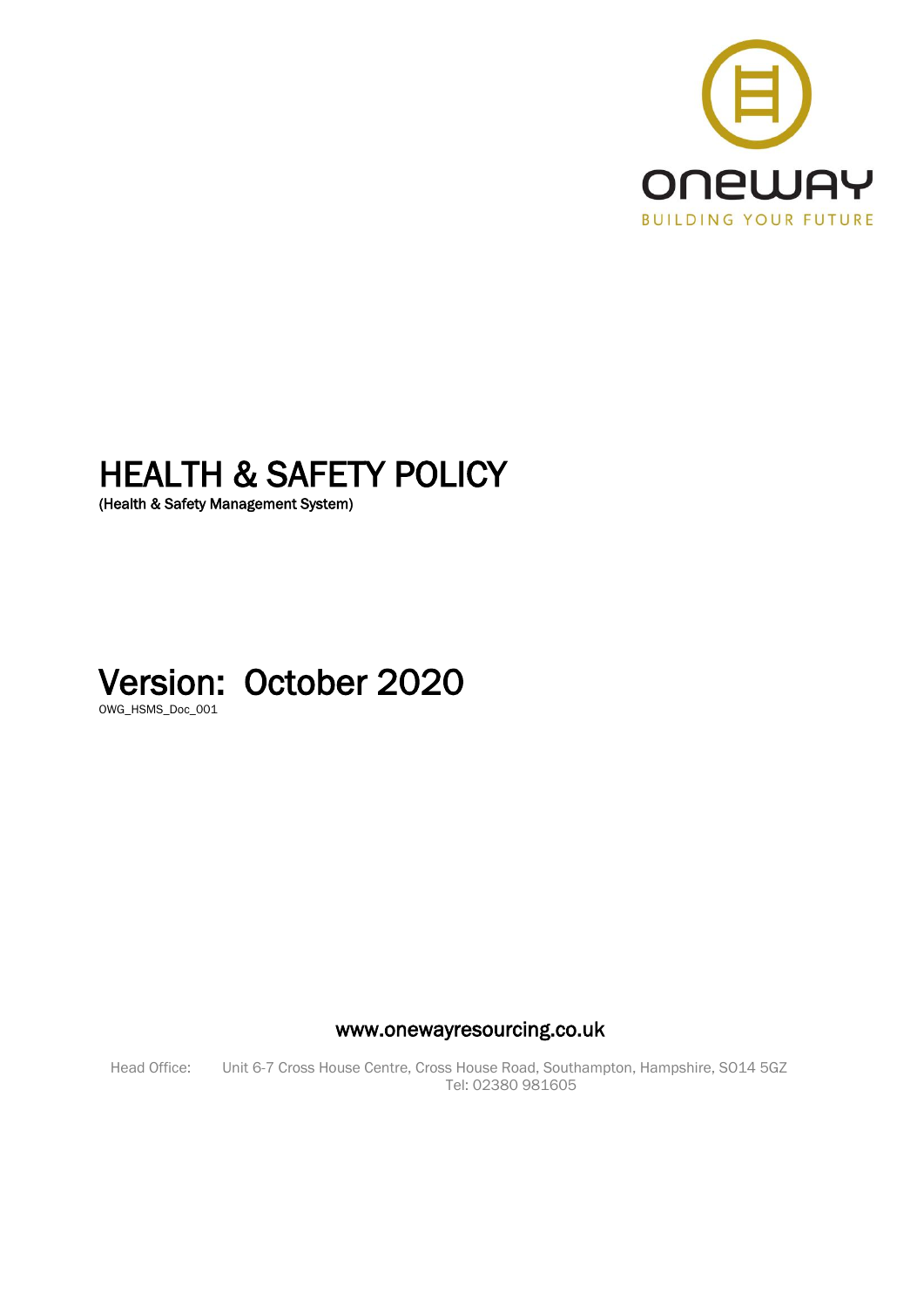ONEWAY

BUILDING YOUR FUTURE

# HEALTH & SAFETY POLICY

(Health & Safety Management System)

# Version: October 2020

OWG_HSMS_Doc_001

www.onewayresourcing.co.uk

Head Office: Unit 6-7 Cross House Centre, Cross House Road, Southampton, Hampshire, SO14 5GZ
Tel: 02380 981605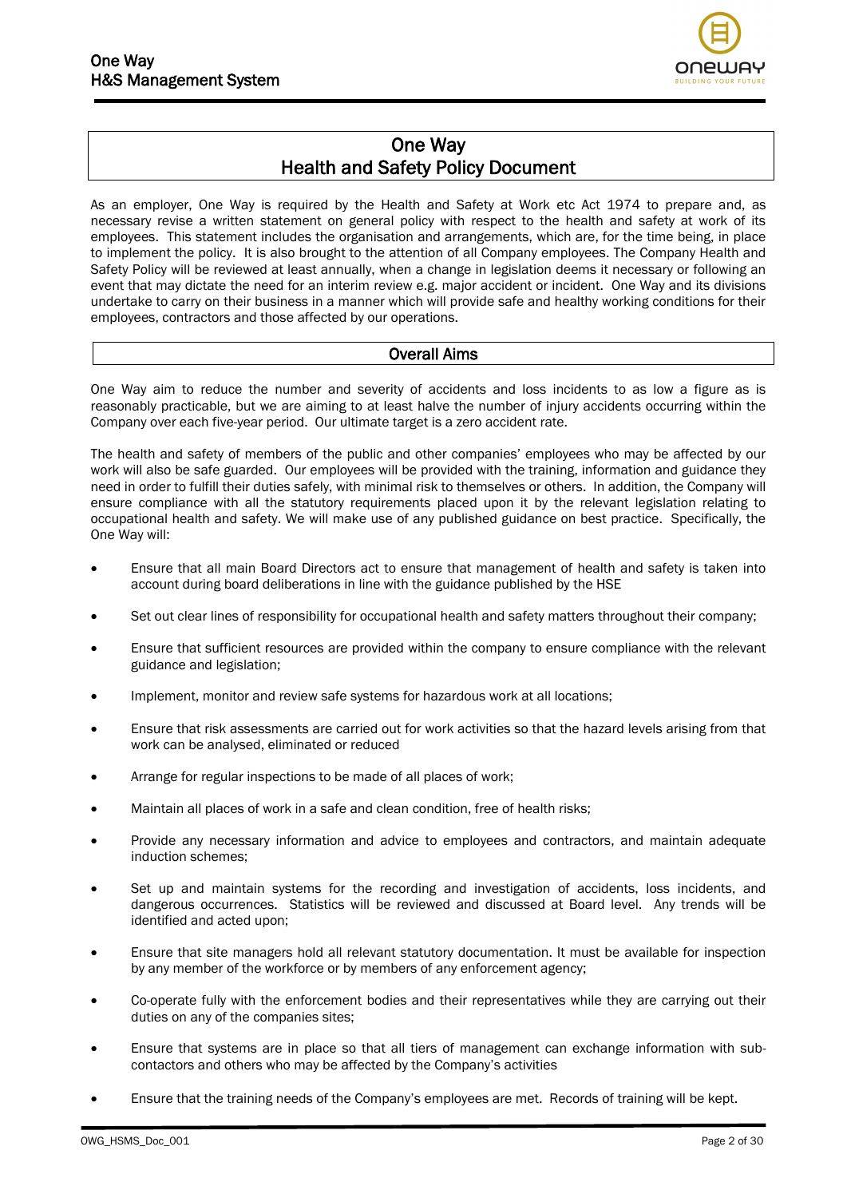# One Way
# Health and Safety Policy Document

As an employer, One Way is required by the Health and Safety at Work etc Act 1974 to prepare and, as necessary revise a written statement on general policy with respect to the health and safety at work of its employees. This statement includes the organisation and arrangements, which are, for the time being, in place to implement the policy. It is also brought to the attention of all Company employees. The Company Health and Safety Policy will be reviewed at least annually, when a change in legislation deems it necessary or following an event that may dictate the need for an interim review e.g. major accident or incident. One Way and its divisions undertake to carry on their business in a manner which will provide safe and healthy working conditions for their employees, contractors and those affected by our operations.

## Overall Aims

One Way aim to reduce the number and severity of accidents and loss incidents to as low a figure as is reasonably practicable, but we are aiming to at least halve the number of injury accidents occurring within the Company over each five-year period. Our ultimate target is a zero accident rate.

The health and safety of members of the public and other companies' employees who may be affected by our work will also be safe guarded. Our employees will be provided with the training, information and guidance they need in order to fulfill their duties safely, with minimal risk to themselves or others. In addition, the Company will ensure compliance with all the statutory requirements placed upon it by the relevant legislation relating to occupational health and safety. We will make use of any published guidance on best practice. Specifically, the One Way will:

- Ensure that all main Board Directors act to ensure that management of health and safety is taken into account during board deliberations in line with the guidance published by the HSE
- Set out clear lines of responsibility for occupational health and safety matters throughout their company;
- Ensure that sufficient resources are provided within the company to ensure compliance with the relevant guidance and legislation;
- Implement, monitor and review safe systems for hazardous work at all locations;
- Ensure that risk assessments are carried out for work activities so that the hazard levels arising from that work can be analysed, eliminated or reduced
- Arrange for regular inspections to be made of all places of work;
- Maintain all places of work in a safe and clean condition, free of health risks;
- Provide any necessary information and advice to employees and contractors, and maintain adequate induction schemes;
- Set up and maintain systems for the recording and investigation of accidents, loss incidents, and dangerous occurrences. Statistics will be reviewed and discussed at Board level. Any trends will be identified and acted upon;
- Ensure that site managers hold all relevant statutory documentation. It must be available for inspection by any member of the workforce or by members of any enforcement agency;
- Co-operate fully with the enforcement bodies and their representatives while they are carrying out their duties on any of the companies sites;
- Ensure that systems are in place so that all tiers of management can exchange information with sub-contactors and others who may be affected by the Company's activities
- Ensure that the training needs of the Company's employees are met. Records of training will be kept.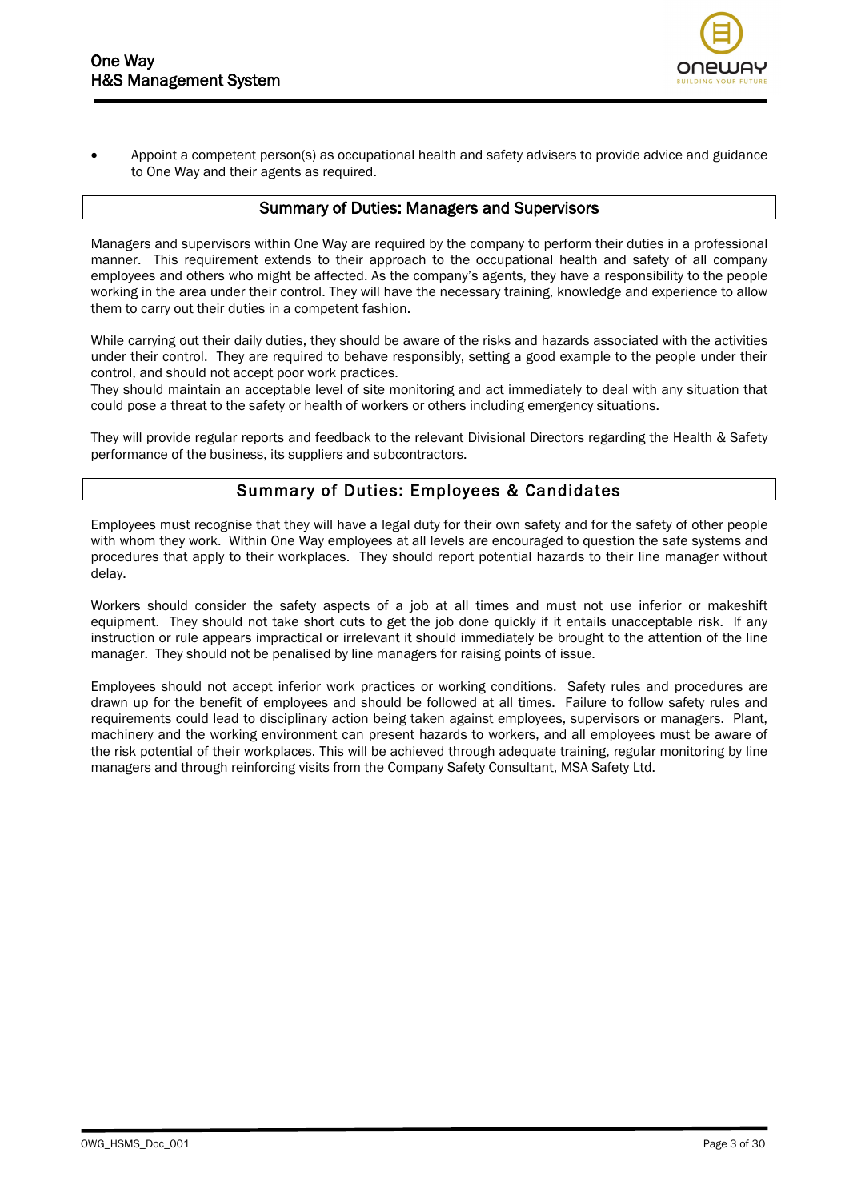- Appoint a competent person(s) as occupational health and safety advisers to provide advice and guidance to One Way and their agents as required.

## Summary of Duties: Managers and Supervisors

Managers and supervisors within One Way are required by the company to perform their duties in a professional manner. This requirement extends to their approach to the occupational health and safety of all company employees and others who might be affected. As the company's agents, they have a responsibility to the people working in the area under their control. They will have the necessary training, knowledge and experience to allow them to carry out their duties in a competent fashion.

While carrying out their daily duties, they should be aware of the risks and hazards associated with the activities under their control. They are required to behave responsibly, setting a good example to the people under their control, and should not accept poor work practices.
They should maintain an acceptable level of site monitoring and act immediately to deal with any situation that could pose a threat to the safety or health of workers or others including emergency situations.

They will provide regular reports and feedback to the relevant Divisional Directors regarding the Health & Safety performance of the business, its suppliers and subcontractors.

## Summary of Duties: Employees & Candidates

Employees must recognise that they will have a legal duty for their own safety and for the safety of other people with whom they work. Within One Way employees at all levels are encouraged to question the safe systems and procedures that apply to their workplaces. They should report potential hazards to their line manager without delay.

Workers should consider the safety aspects of a job at all times and must not use inferior or makeshift equipment. They should not take short cuts to get the job done quickly if it entails unacceptable risk. If any instruction or rule appears impractical or irrelevant it should immediately be brought to the attention of the line manager. They should not be penalised by line managers for raising points of issue.

Employees should not accept inferior work practices or working conditions. Safety rules and procedures are drawn up for the benefit of employees and should be followed at all times. Failure to follow safety rules and requirements could lead to disciplinary action being taken against employees, supervisors or managers. Plant, machinery and the working environment can present hazards to workers, and all employees must be aware of the risk potential of their workplaces. This will be achieved through adequate training, regular monitoring by line managers and through reinforcing visits from the Company Safety Consultant, MSA Safety Ltd.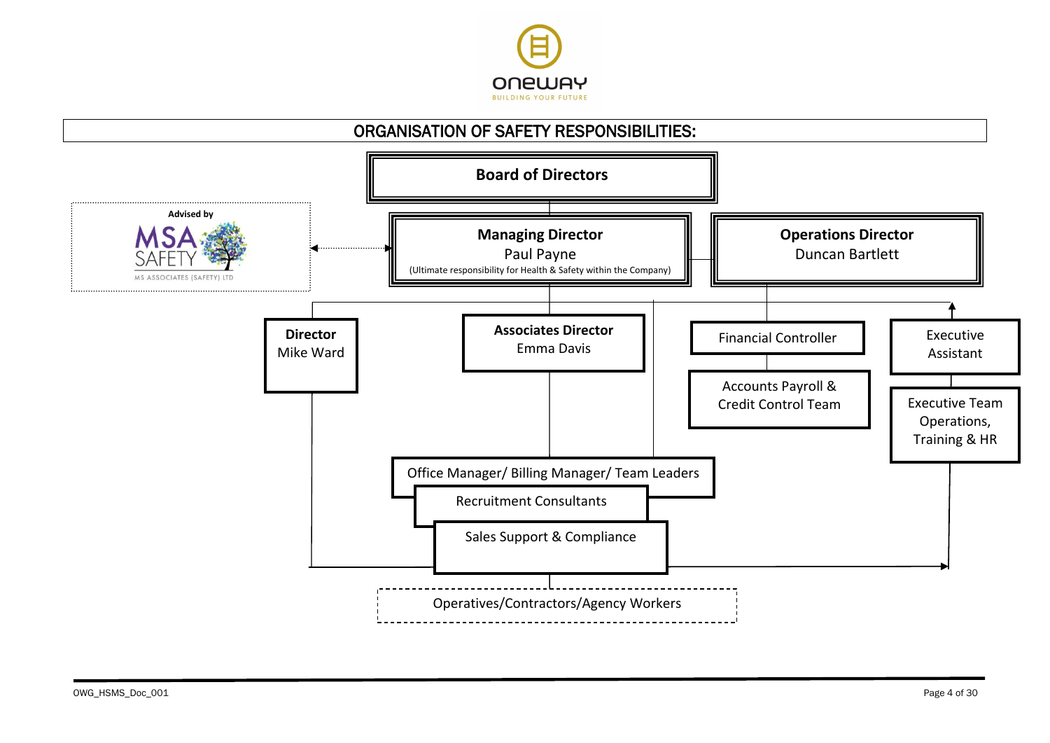# ORGANISATION OF SAFETY RESPONSIBILITIES:

**Board of Directors**

Advised by MSA SAFETY – MS ASSOCIATES (SAFETY) LTD

**Managing Director**
Paul Payne
(Ultimate responsibility for Health & Safety within the Company)

**Operations Director**
Duncan Bartlett

**Director**
Mike Ward

**Associates Director**
Emma Davis

Financial Controller

Accounts Payroll & Credit Control Team

Executive Assistant

Executive Team Operations, Training & HR

Office Manager/ Billing Manager/ Team Leaders

Recruitment Consultants

Sales Support & Compliance

Operatives/Contractors/Agency Workers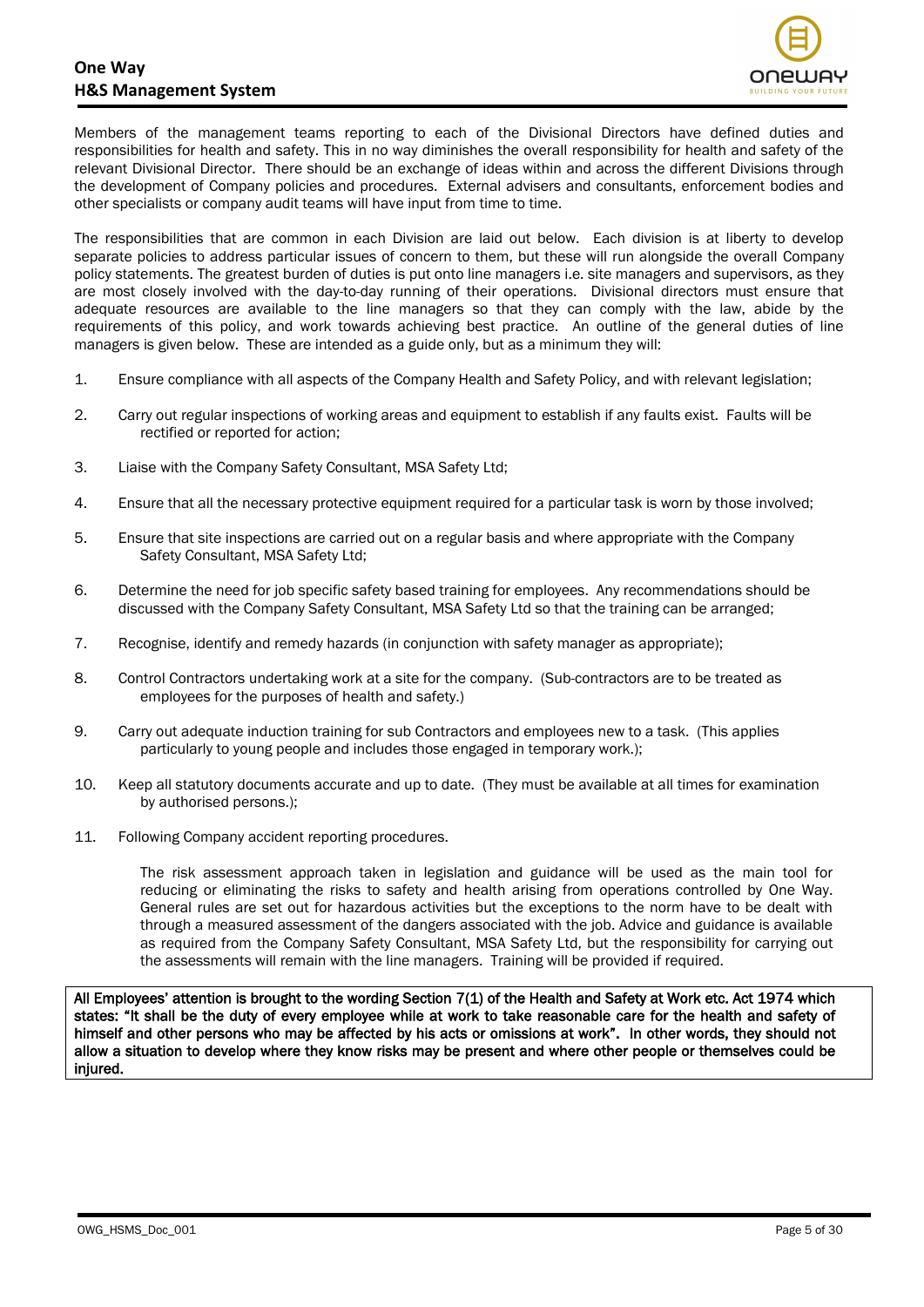Members of the management teams reporting to each of the Divisional Directors have defined duties and responsibilities for health and safety. This in no way diminishes the overall responsibility for health and safety of the relevant Divisional Director. There should be an exchange of ideas within and across the different Divisions through the development of Company policies and procedures. External advisers and consultants, enforcement bodies and other specialists or company audit teams will have input from time to time.

The responsibilities that are common in each Division are laid out below. Each division is at liberty to develop separate policies to address particular issues of concern to them, but these will run alongside the overall Company policy statements. The greatest burden of duties is put onto line managers i.e. site managers and supervisors, as they are most closely involved with the day-to-day running of their operations. Divisional directors must ensure that adequate resources are available to the line managers so that they can comply with the law, abide by the requirements of this policy, and work towards achieving best practice. An outline of the general duties of line managers is given below. These are intended as a guide only, but as a minimum they will:

1. Ensure compliance with all aspects of the Company Health and Safety Policy, and with relevant legislation;
2. Carry out regular inspections of working areas and equipment to establish if any faults exist. Faults will be rectified or reported for action;
3. Liaise with the Company Safety Consultant, MSA Safety Ltd;
4. Ensure that all the necessary protective equipment required for a particular task is worn by those involved;
5. Ensure that site inspections are carried out on a regular basis and where appropriate with the Company Safety Consultant, MSA Safety Ltd;
6. Determine the need for job specific safety based training for employees. Any recommendations should be discussed with the Company Safety Consultant, MSA Safety Ltd so that the training can be arranged;
7. Recognise, identify and remedy hazards (in conjunction with safety manager as appropriate);
8. Control Contractors undertaking work at a site for the company. (Sub-contractors are to be treated as employees for the purposes of health and safety.)
9. Carry out adequate induction training for sub Contractors and employees new to a task. (This applies particularly to young people and includes those engaged in temporary work.);
10. Keep all statutory documents accurate and up to date. (They must be available at all times for examination by authorised persons.);
11. Following Company accident reporting procedures.

    The risk assessment approach taken in legislation and guidance will be used as the main tool for reducing or eliminating the risks to safety and health arising from operations controlled by One Way. General rules are set out for hazardous activities but the exceptions to the norm have to be dealt with through a measured assessment of the dangers associated with the job. Advice and guidance is available as required from the Company Safety Consultant, MSA Safety Ltd, but the responsibility for carrying out the assessments will remain with the line managers. Training will be provided if required.

**All Employees' attention is brought to the wording Section 7(1) of the Health and Safety at Work etc. Act 1974 which states: "It shall be the duty of every employee while at work to take reasonable care for the health and safety of himself and other persons who may be affected by his acts or omissions at work". In other words, they should not allow a situation to develop where they know risks may be present and where other people or themselves could be injured.**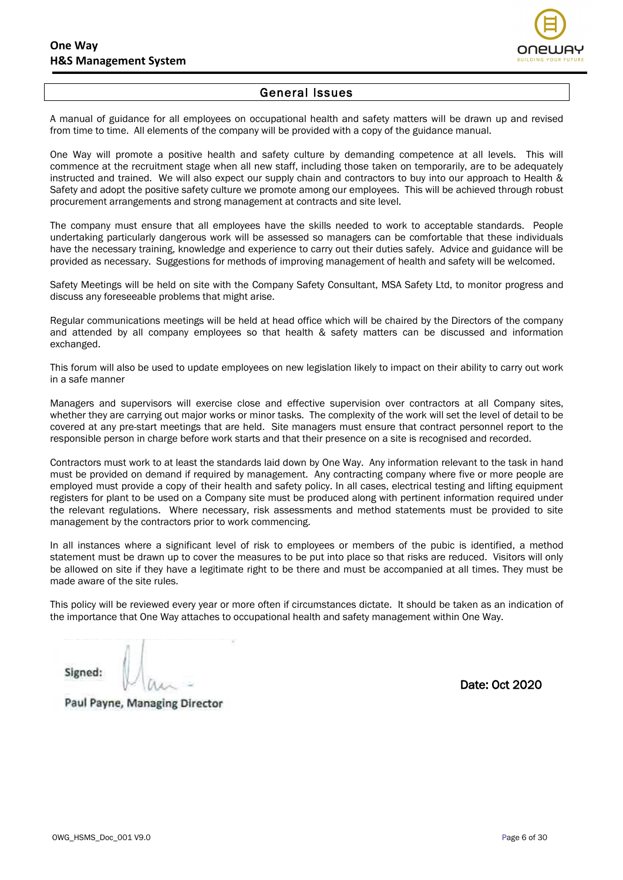## General Issues

A manual of guidance for all employees on occupational health and safety matters will be drawn up and revised from time to time. All elements of the company will be provided with a copy of the guidance manual.

One Way will promote a positive health and safety culture by demanding competence at all levels. This will commence at the recruitment stage when all new staff, including those taken on temporarily, are to be adequately instructed and trained. We will also expect our supply chain and contractors to buy into our approach to Health & Safety and adopt the positive safety culture we promote among our employees. This will be achieved through robust procurement arrangements and strong management at contracts and site level.

The company must ensure that all employees have the skills needed to work to acceptable standards. People undertaking particularly dangerous work will be assessed so managers can be comfortable that these individuals have the necessary training, knowledge and experience to carry out their duties safely. Advice and guidance will be provided as necessary. Suggestions for methods of improving management of health and safety will be welcomed.

Safety Meetings will be held on site with the Company Safety Consultant, MSA Safety Ltd, to monitor progress and discuss any foreseeable problems that might arise.

Regular communications meetings will be held at head office which will be chaired by the Directors of the company and attended by all company employees so that health & safety matters can be discussed and information exchanged.

This forum will also be used to update employees on new legislation likely to impact on their ability to carry out work in a safe manner

Managers and supervisors will exercise close and effective supervision over contractors at all Company sites, whether they are carrying out major works or minor tasks. The complexity of the work will set the level of detail to be covered at any pre-start meetings that are held. Site managers must ensure that contract personnel report to the responsible person in charge before work starts and that their presence on a site is recognised and recorded.

Contractors must work to at least the standards laid down by One Way. Any information relevant to the task in hand must be provided on demand if required by management. Any contracting company where five or more people are employed must provide a copy of their health and safety policy. In all cases, electrical testing and lifting equipment registers for plant to be used on a Company site must be produced along with pertinent information required under the relevant regulations. Where necessary, risk assessments and method statements must be provided to site management by the contractors prior to work commencing.

In all instances where a significant level of risk to employees or members of the pubic is identified, a method statement must be drawn up to cover the measures to be put into place so that risks are reduced. Visitors will only be allowed on site if they have a legitimate right to be there and must be accompanied at all times. They must be made aware of the site rules.

This policy will be reviewed every year or more often if circumstances dictate. It should be taken as an indication of the importance that One Way attaches to occupational health and safety management within One Way.

**Signed:**

**Paul Payne, Managing Director**

**Date: Oct 2020**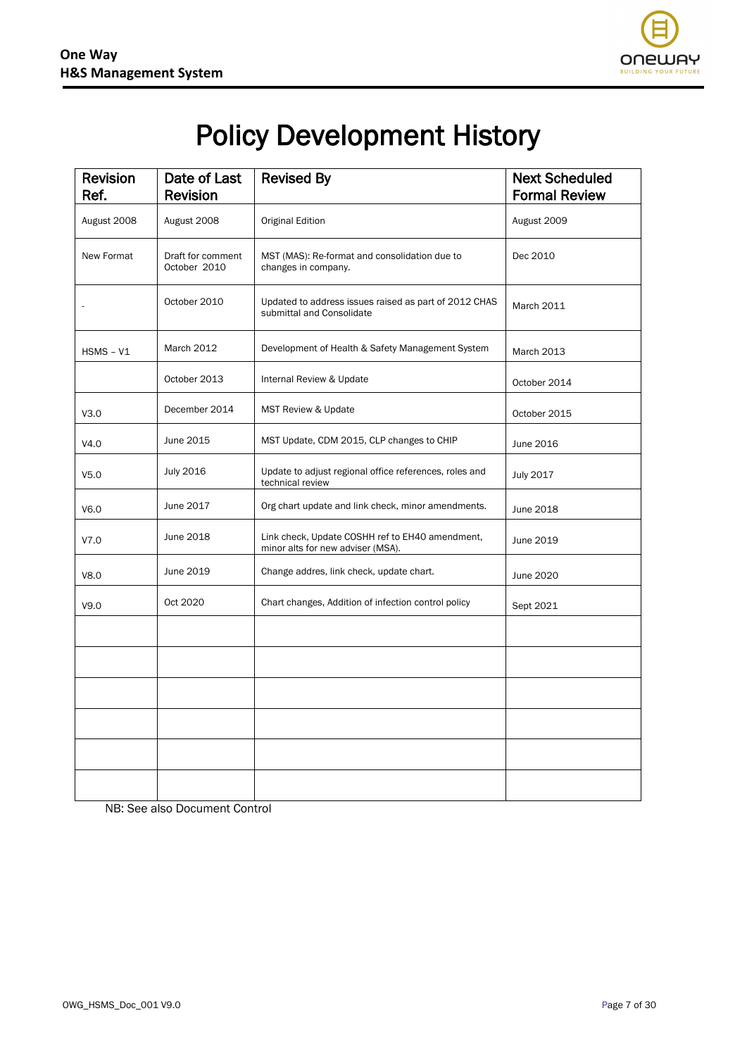# Policy Development History

| Revision Ref. | Date of Last Revision | Revised By | Next Scheduled Formal Review |
|---|---|---|---|
| August 2008 | August 2008 | Original Edition | August 2009 |
| New Format | Draft for comment October 2010 | MST (MAS): Re-format and consolidation due to changes in company. | Dec 2010 |
| - | October 2010 | Updated to address issues raised as part of 2012 CHAS submittal and Consolidate | March 2011 |
| HSMS – V1 | March 2012 | Development of Health & Safety Management System | March 2013 |
| | October 2013 | Internal Review & Update | October 2014 |
| V3.0 | December 2014 | MST Review & Update | October 2015 |
| V4.0 | June 2015 | MST Update, CDM 2015, CLP changes to CHIP | June 2016 |
| V5.0 | July 2016 | Update to adjust regional office references, roles and technical review | July 2017 |
| V6.0 | June 2017 | Org chart update and link check, minor amendments. | June 2018 |
| V7.0 | June 2018 | Link check, Update COSHH ref to EH40 amendment, minor alts for new adviser (MSA). | June 2019 |
| V8.0 | June 2019 | Change addres, link check, update chart. | June 2020 |
| V9.0 | Oct 2020 | Chart changes, Addition of infection control policy | Sept 2021 |
| | | | |
| | | | |
| | | | |
| | | | |
| | | | |
| | | | |

NB: See also Document Control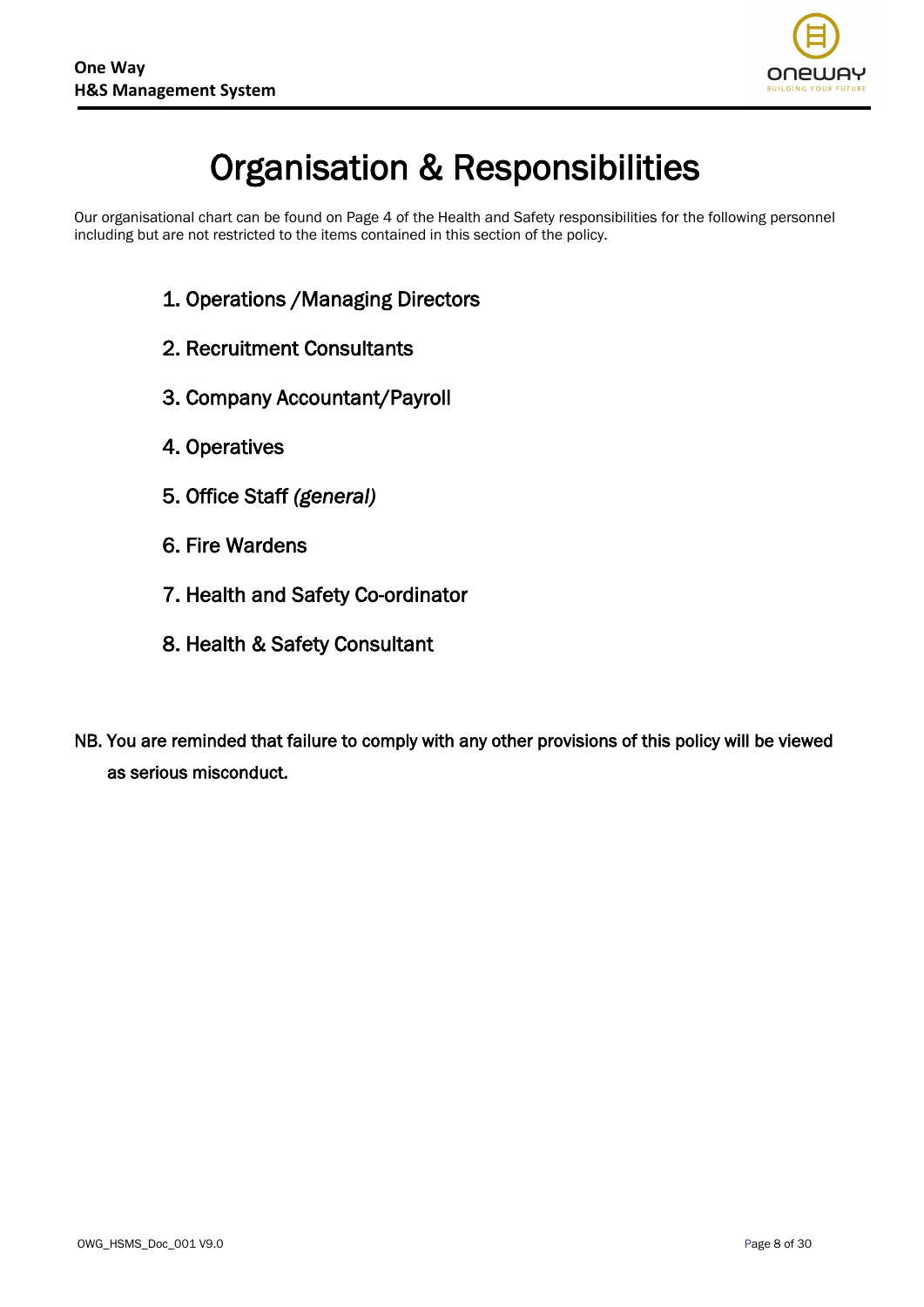# Organisation & Responsibilities

Our organisational chart can be found on Page 4 of the Health and Safety responsibilities for the following personnel including but are not restricted to the items contained in this section of the policy.

1. Operations /Managing Directors
2. Recruitment Consultants
3. Company Accountant/Payroll
4. Operatives
5. Office Staff *(general)*
6. Fire Wardens
7. Health and Safety Co-ordinator
8. Health & Safety Consultant

NB. You are reminded that failure to comply with any other provisions of this policy will be viewed as serious misconduct.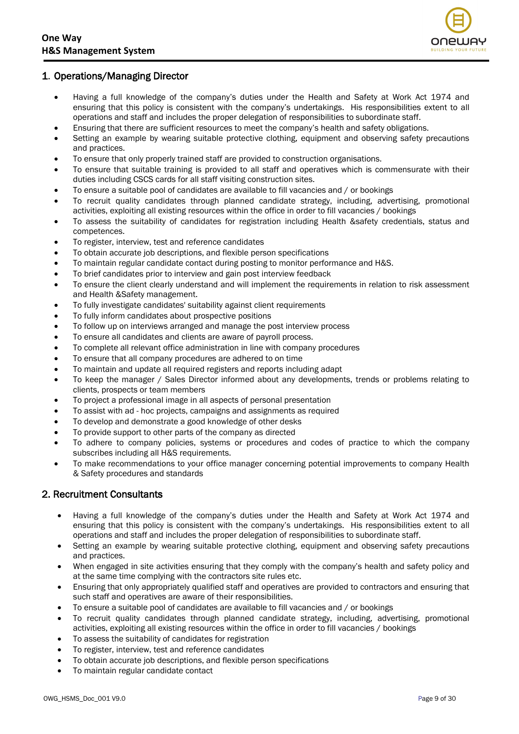## 1. Operations/Managing Director

- Having a full knowledge of the company's duties under the Health and Safety at Work Act 1974 and ensuring that this policy is consistent with the company's undertakings. His responsibilities extent to all operations and staff and includes the proper delegation of responsibilities to subordinate staff.
- Ensuring that there are sufficient resources to meet the company's health and safety obligations.
- Setting an example by wearing suitable protective clothing, equipment and observing safety precautions and practices.
- To ensure that only properly trained staff are provided to construction organisations.
- To ensure that suitable training is provided to all staff and operatives which is commensurate with their duties including CSCS cards for all staff visiting construction sites.
- To ensure a suitable pool of candidates are available to fill vacancies and / or bookings
- To recruit quality candidates through planned candidate strategy, including, advertising, promotional activities, exploiting all existing resources within the office in order to fill vacancies / bookings
- To assess the suitability of candidates for registration including Health &safety credentials, status and competences.
- To register, interview, test and reference candidates
- To obtain accurate job descriptions, and flexible person specifications
- To maintain regular candidate contact during posting to monitor performance and H&S.
- To brief candidates prior to interview and gain post interview feedback
- To ensure the client clearly understand and will implement the requirements in relation to risk assessment and Health &Safety management.
- To fully investigate candidates' suitability against client requirements
- To fully inform candidates about prospective positions
- To follow up on interviews arranged and manage the post interview process
- To ensure all candidates and clients are aware of payroll process.
- To complete all relevant office administration in line with company procedures
- To ensure that all company procedures are adhered to on time
- To maintain and update all required registers and reports including adapt
- To keep the manager / Sales Director informed about any developments, trends or problems relating to clients, prospects or team members
- To project a professional image in all aspects of personal presentation
- To assist with ad - hoc projects, campaigns and assignments as required
- To develop and demonstrate a good knowledge of other desks
- To provide support to other parts of the company as directed
- To adhere to company policies, systems or procedures and codes of practice to which the company subscribes including all H&S requirements.
- To make recommendations to your office manager concerning potential improvements to company Health & Safety procedures and standards

## 2. Recruitment Consultants

- Having a full knowledge of the company's duties under the Health and Safety at Work Act 1974 and ensuring that this policy is consistent with the company's undertakings. His responsibilities extent to all operations and staff and includes the proper delegation of responsibilities to subordinate staff.
- Setting an example by wearing suitable protective clothing, equipment and observing safety precautions and practices.
- When engaged in site activities ensuring that they comply with the company's health and safety policy and at the same time complying with the contractors site rules etc.
- Ensuring that only appropriately qualified staff and operatives are provided to contractors and ensuring that such staff and operatives are aware of their responsibilities.
- To ensure a suitable pool of candidates are available to fill vacancies and / or bookings
- To recruit quality candidates through planned candidate strategy, including, advertising, promotional activities, exploiting all existing resources within the office in order to fill vacancies / bookings
- To assess the suitability of candidates for registration
- To register, interview, test and reference candidates
- To obtain accurate job descriptions, and flexible person specifications
- To maintain regular candidate contact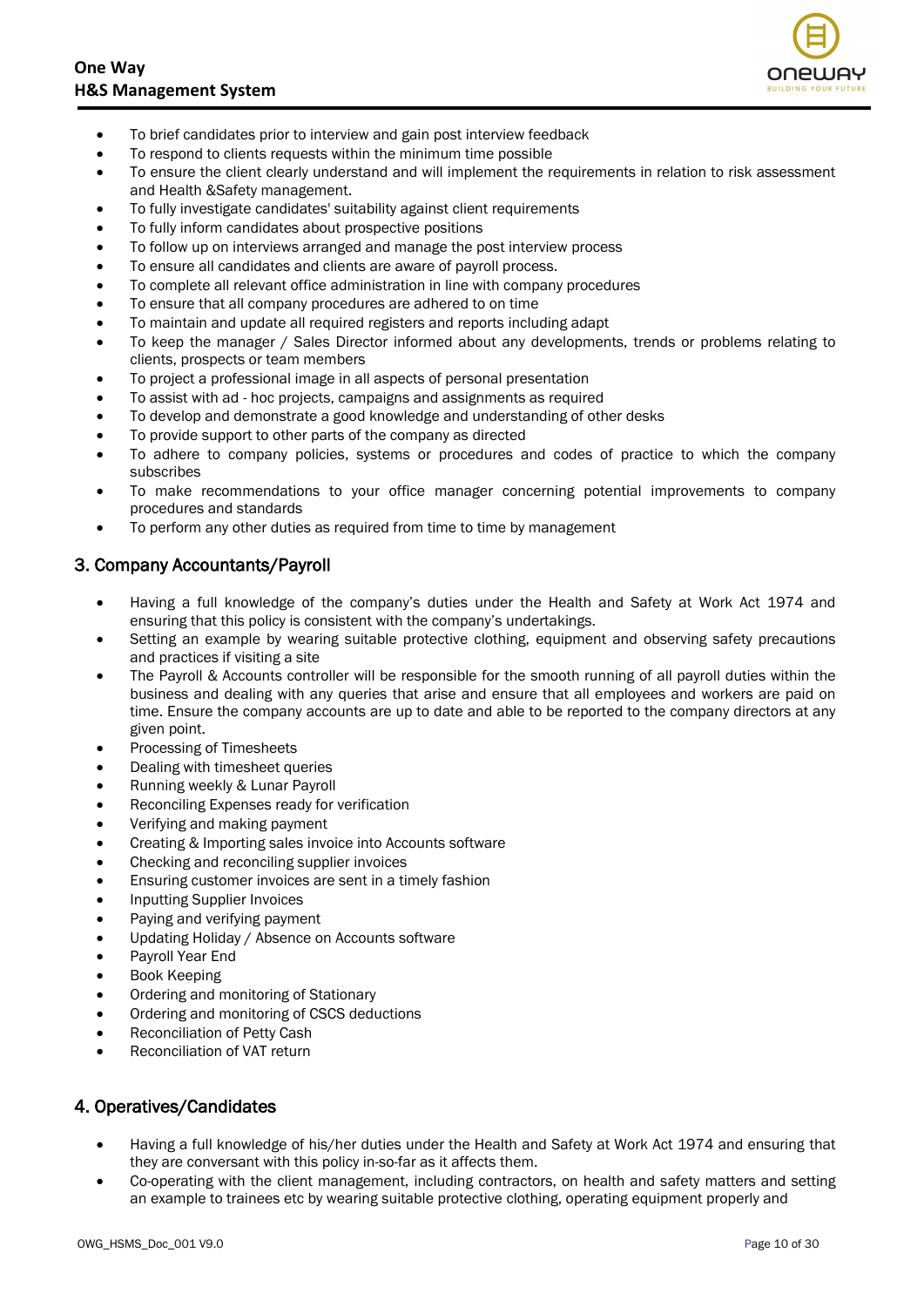- To brief candidates prior to interview and gain post interview feedback
- To respond to clients requests within the minimum time possible
- To ensure the client clearly understand and will implement the requirements in relation to risk assessment and Health &Safety management.
- To fully investigate candidates' suitability against client requirements
- To fully inform candidates about prospective positions
- To follow up on interviews arranged and manage the post interview process
- To ensure all candidates and clients are aware of payroll process.
- To complete all relevant office administration in line with company procedures
- To ensure that all company procedures are adhered to on time
- To maintain and update all required registers and reports including adapt
- To keep the manager / Sales Director informed about any developments, trends or problems relating to clients, prospects or team members
- To project a professional image in all aspects of personal presentation
- To assist with ad - hoc projects, campaigns and assignments as required
- To develop and demonstrate a good knowledge and understanding of other desks
- To provide support to other parts of the company as directed
- To adhere to company policies, systems or procedures and codes of practice to which the company subscribes
- To make recommendations to your office manager concerning potential improvements to company procedures and standards
- To perform any other duties as required from time to time by management

## 3. Company Accountants/Payroll

- Having a full knowledge of the company's duties under the Health and Safety at Work Act 1974 and ensuring that this policy is consistent with the company's undertakings.
- Setting an example by wearing suitable protective clothing, equipment and observing safety precautions and practices if visiting a site
- The Payroll & Accounts controller will be responsible for the smooth running of all payroll duties within the business and dealing with any queries that arise and ensure that all employees and workers are paid on time. Ensure the company accounts are up to date and able to be reported to the company directors at any given point.
- Processing of Timesheets
- Dealing with timesheet queries
- Running weekly & Lunar Payroll
- Reconciling Expenses ready for verification
- Verifying and making payment
- Creating & Importing sales invoice into Accounts software
- Checking and reconciling supplier invoices
- Ensuring customer invoices are sent in a timely fashion
- Inputting Supplier Invoices
- Paying and verifying payment
- Updating Holiday / Absence on Accounts software
- Payroll Year End
- Book Keeping
- Ordering and monitoring of Stationary
- Ordering and monitoring of CSCS deductions
- Reconciliation of Petty Cash
- Reconciliation of VAT return

## 4. Operatives/Candidates

- Having a full knowledge of his/her duties under the Health and Safety at Work Act 1974 and ensuring that they are conversant with this policy in-so-far as it affects them.
- Co-operating with the client management, including contractors, on health and safety matters and setting an example to trainees etc by wearing suitable protective clothing, operating equipment properly and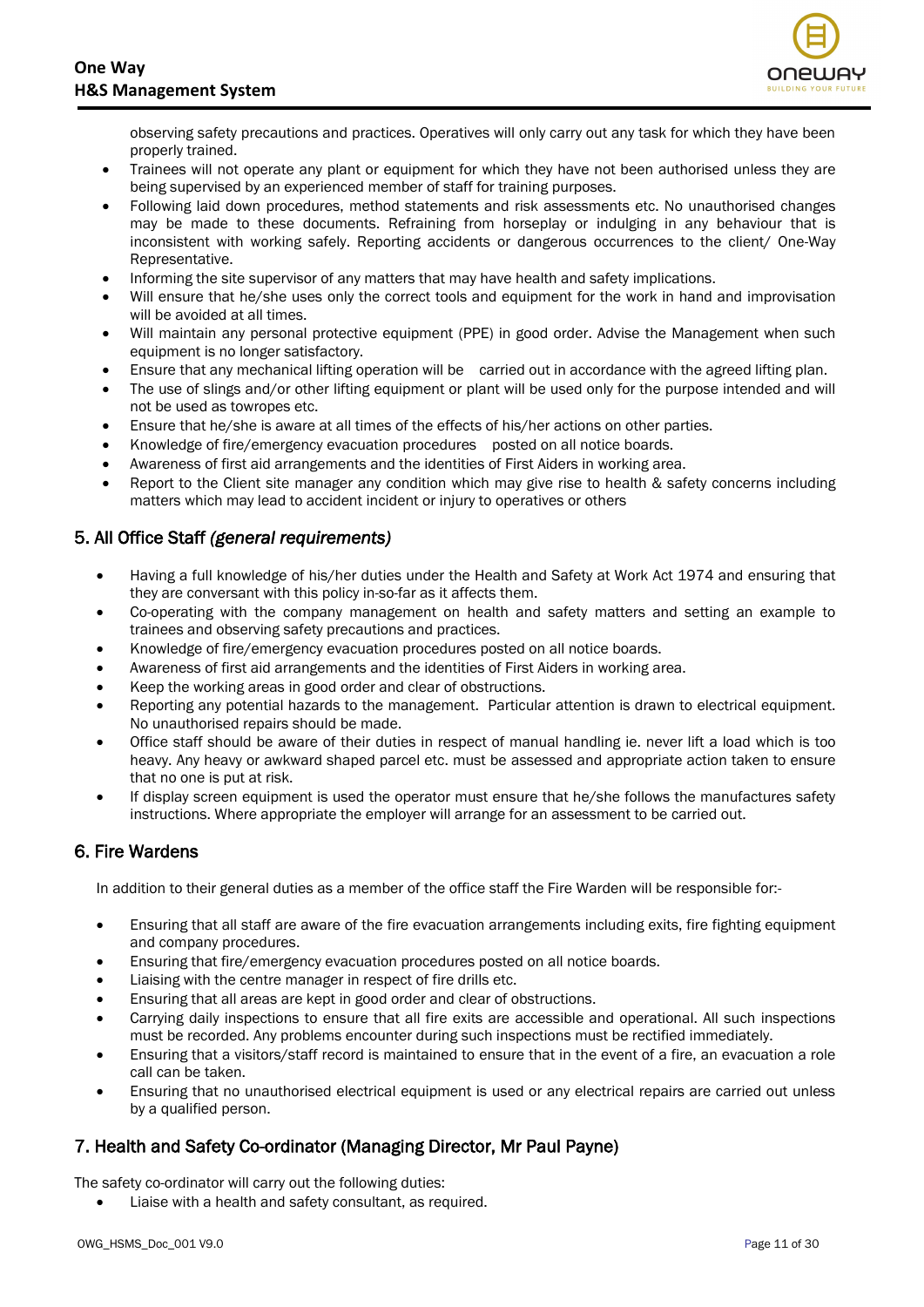observing safety precautions and practices. Operatives will only carry out any task for which they have been properly trained.

- Trainees will not operate any plant or equipment for which they have not been authorised unless they are being supervised by an experienced member of staff for training purposes.
- Following laid down procedures, method statements and risk assessments etc. No unauthorised changes may be made to these documents. Refraining from horseplay or indulging in any behaviour that is inconsistent with working safely. Reporting accidents or dangerous occurrences to the client/ One-Way Representative.
- Informing the site supervisor of any matters that may have health and safety implications.
- Will ensure that he/she uses only the correct tools and equipment for the work in hand and improvisation will be avoided at all times.
- Will maintain any personal protective equipment (PPE) in good order. Advise the Management when such equipment is no longer satisfactory.
- Ensure that any mechanical lifting operation will be carried out in accordance with the agreed lifting plan.
- The use of slings and/or other lifting equipment or plant will be used only for the purpose intended and will not be used as towropes etc.
- Ensure that he/she is aware at all times of the effects of his/her actions on other parties.
- Knowledge of fire/emergency evacuation procedures posted on all notice boards.
- Awareness of first aid arrangements and the identities of First Aiders in working area.
- Report to the Client site manager any condition which may give rise to health & safety concerns including matters which may lead to accident incident or injury to operatives or others

## 5. All Office Staff *(general requirements)*

- Having a full knowledge of his/her duties under the Health and Safety at Work Act 1974 and ensuring that they are conversant with this policy in-so-far as it affects them.
- Co-operating with the company management on health and safety matters and setting an example to trainees and observing safety precautions and practices.
- Knowledge of fire/emergency evacuation procedures posted on all notice boards.
- Awareness of first aid arrangements and the identities of First Aiders in working area.
- Keep the working areas in good order and clear of obstructions.
- Reporting any potential hazards to the management. Particular attention is drawn to electrical equipment. No unauthorised repairs should be made.
- Office staff should be aware of their duties in respect of manual handling ie. never lift a load which is too heavy. Any heavy or awkward shaped parcel etc. must be assessed and appropriate action taken to ensure that no one is put at risk.
- If display screen equipment is used the operator must ensure that he/she follows the manufactures safety instructions. Where appropriate the employer will arrange for an assessment to be carried out.

## 6. Fire Wardens

In addition to their general duties as a member of the office staff the Fire Warden will be responsible for:-

- Ensuring that all staff are aware of the fire evacuation arrangements including exits, fire fighting equipment and company procedures.
- Ensuring that fire/emergency evacuation procedures posted on all notice boards.
- Liaising with the centre manager in respect of fire drills etc.
- Ensuring that all areas are kept in good order and clear of obstructions.
- Carrying daily inspections to ensure that all fire exits are accessible and operational. All such inspections must be recorded. Any problems encounter during such inspections must be rectified immediately.
- Ensuring that a visitors/staff record is maintained to ensure that in the event of a fire, an evacuation a role call can be taken.
- Ensuring that no unauthorised electrical equipment is used or any electrical repairs are carried out unless by a qualified person.

## 7. Health and Safety Co-ordinator (Managing Director, Mr Paul Payne)

The safety co-ordinator will carry out the following duties:

- Liaise with a health and safety consultant, as required.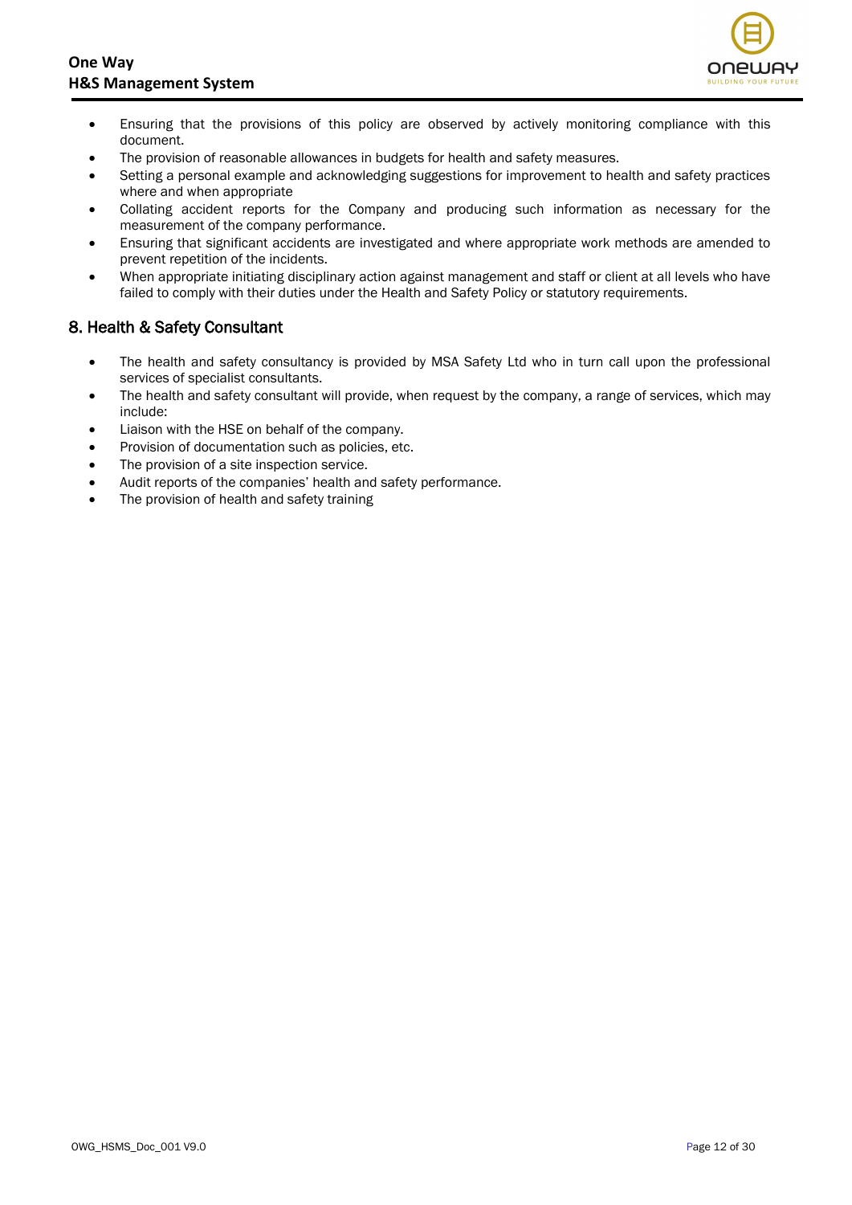- Ensuring that the provisions of this policy are observed by actively monitoring compliance with this document.
- The provision of reasonable allowances in budgets for health and safety measures.
- Setting a personal example and acknowledging suggestions for improvement to health and safety practices where and when appropriate
- Collating accident reports for the Company and producing such information as necessary for the measurement of the company performance.
- Ensuring that significant accidents are investigated and where appropriate work methods are amended to prevent repetition of the incidents.
- When appropriate initiating disciplinary action against management and staff or client at all levels who have failed to comply with their duties under the Health and Safety Policy or statutory requirements.

## 8. Health & Safety Consultant

- The health and safety consultancy is provided by MSA Safety Ltd who in turn call upon the professional services of specialist consultants.
- The health and safety consultant will provide, when request by the company, a range of services, which may include:
- Liaison with the HSE on behalf of the company.
- Provision of documentation such as policies, etc.
- The provision of a site inspection service.
- Audit reports of the companies' health and safety performance.
- The provision of health and safety training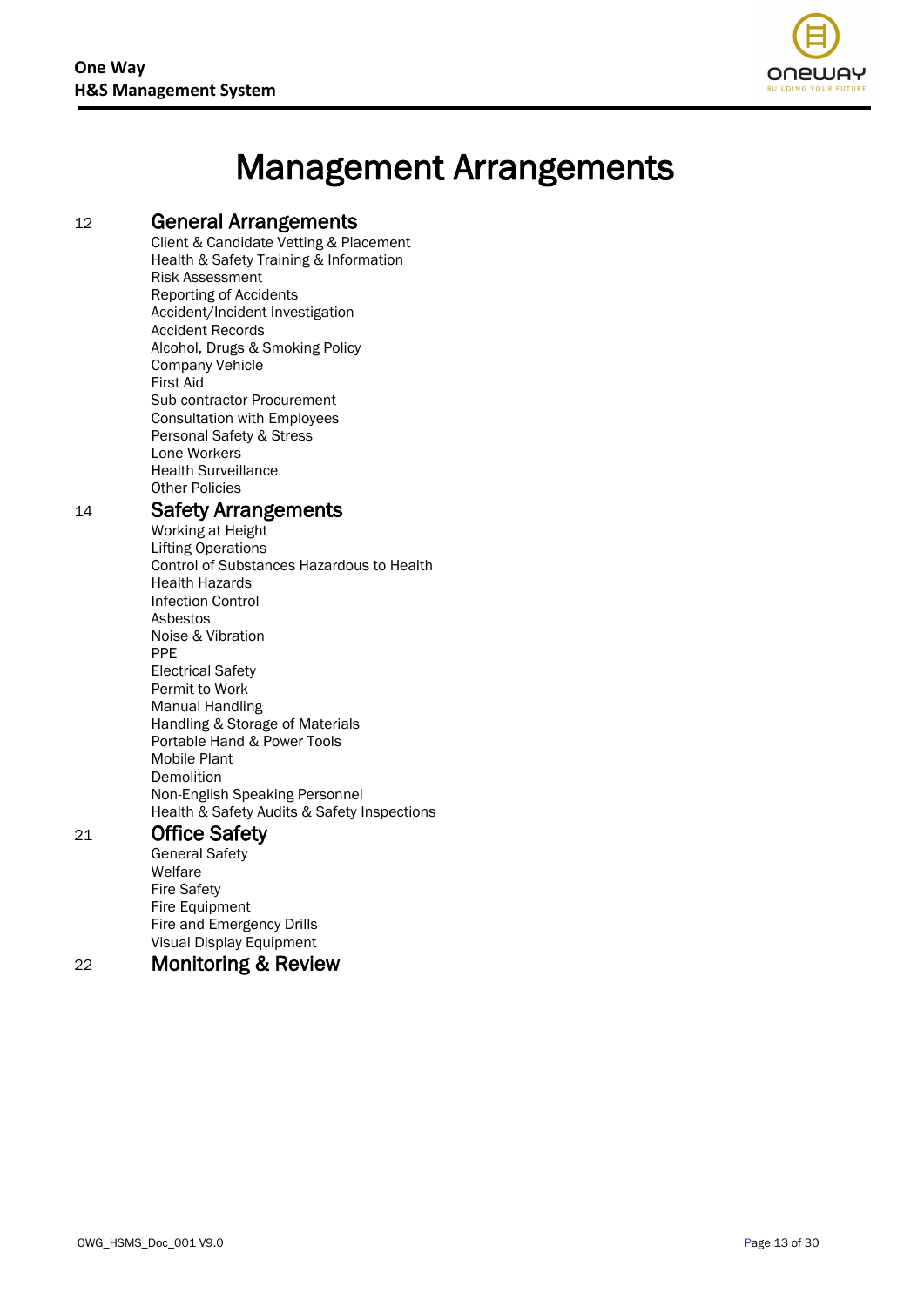# Management Arrangements

12 **General Arrangements**

- Client & Candidate Vetting & Placement
- Health & Safety Training & Information
- Risk Assessment
- Reporting of Accidents
- Accident/Incident Investigation
- Accident Records
- Alcohol, Drugs & Smoking Policy
- Company Vehicle
- First Aid
- Sub-contractor Procurement
- Consultation with Employees
- Personal Safety & Stress
- Lone Workers
- Health Surveillance
- Other Policies

14 **Safety Arrangements**

- Working at Height
- Lifting Operations
- Control of Substances Hazardous to Health
- Health Hazards
- Infection Control
- Asbestos
- Noise & Vibration
- PPE
- Electrical Safety
- Permit to Work
- Manual Handling
- Handling & Storage of Materials
- Portable Hand & Power Tools
- Mobile Plant
- Demolition
- Non-English Speaking Personnel
- Health & Safety Audits & Safety Inspections

21 **Office Safety**

- General Safety
- Welfare
- Fire Safety
- Fire Equipment
- Fire and Emergency Drills
- Visual Display Equipment

22 **Monitoring & Review**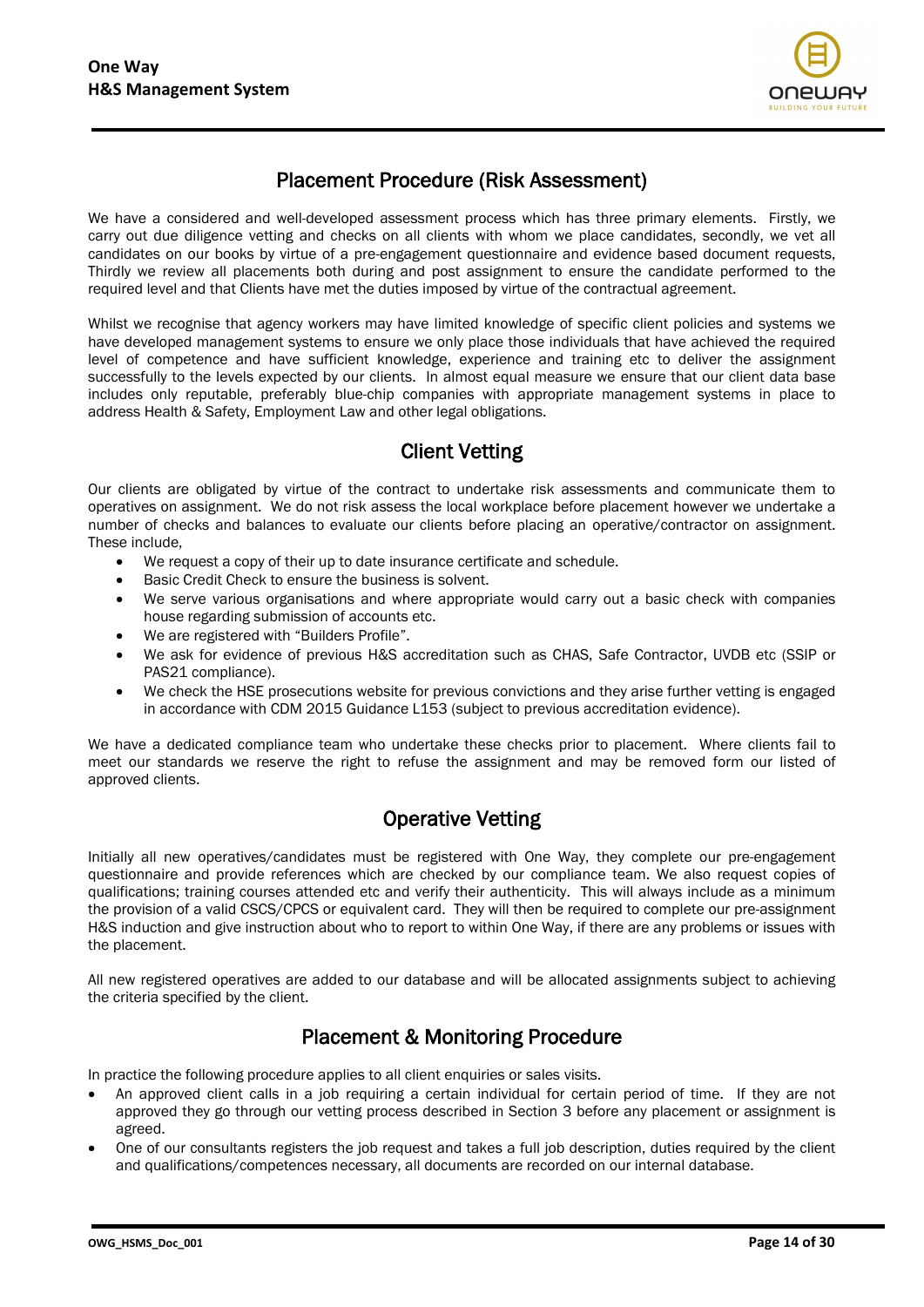## Placement Procedure (Risk Assessment)

We have a considered and well-developed assessment process which has three primary elements. Firstly, we carry out due diligence vetting and checks on all clients with whom we place candidates, secondly, we vet all candidates on our books by virtue of a pre-engagement questionnaire and evidence based document requests, Thirdly we review all placements both during and post assignment to ensure the candidate performed to the required level and that Clients have met the duties imposed by virtue of the contractual agreement.

Whilst we recognise that agency workers may have limited knowledge of specific client policies and systems we have developed management systems to ensure we only place those individuals that have achieved the required level of competence and have sufficient knowledge, experience and training etc to deliver the assignment successfully to the levels expected by our clients. In almost equal measure we ensure that our client data base includes only reputable, preferably blue-chip companies with appropriate management systems in place to address Health & Safety, Employment Law and other legal obligations.

## Client Vetting

Our clients are obligated by virtue of the contract to undertake risk assessments and communicate them to operatives on assignment. We do not risk assess the local workplace before placement however we undertake a number of checks and balances to evaluate our clients before placing an operative/contractor on assignment. These include,

- We request a copy of their up to date insurance certificate and schedule.
- Basic Credit Check to ensure the business is solvent.
- We serve various organisations and where appropriate would carry out a basic check with companies house regarding submission of accounts etc.
- We are registered with "Builders Profile".
- We ask for evidence of previous H&S accreditation such as CHAS, Safe Contractor, UVDB etc (SSIP or PAS21 compliance).
- We check the HSE prosecutions website for previous convictions and they arise further vetting is engaged in accordance with CDM 2015 Guidance L153 (subject to previous accreditation evidence).

We have a dedicated compliance team who undertake these checks prior to placement. Where clients fail to meet our standards we reserve the right to refuse the assignment and may be removed form our listed of approved clients.

## Operative Vetting

Initially all new operatives/candidates must be registered with One Way, they complete our pre-engagement questionnaire and provide references which are checked by our compliance team. We also request copies of qualifications; training courses attended etc and verify their authenticity. This will always include as a minimum the provision of a valid CSCS/CPCS or equivalent card. They will then be required to complete our pre-assignment H&S induction and give instruction about who to report to within One Way, if there are any problems or issues with the placement.

All new registered operatives are added to our database and will be allocated assignments subject to achieving the criteria specified by the client.

## Placement & Monitoring Procedure

In practice the following procedure applies to all client enquiries or sales visits.

- An approved client calls in a job requiring a certain individual for certain period of time. If they are not approved they go through our vetting process described in Section 3 before any placement or assignment is agreed.
- One of our consultants registers the job request and takes a full job description, duties required by the client and qualifications/competences necessary, all documents are recorded on our internal database.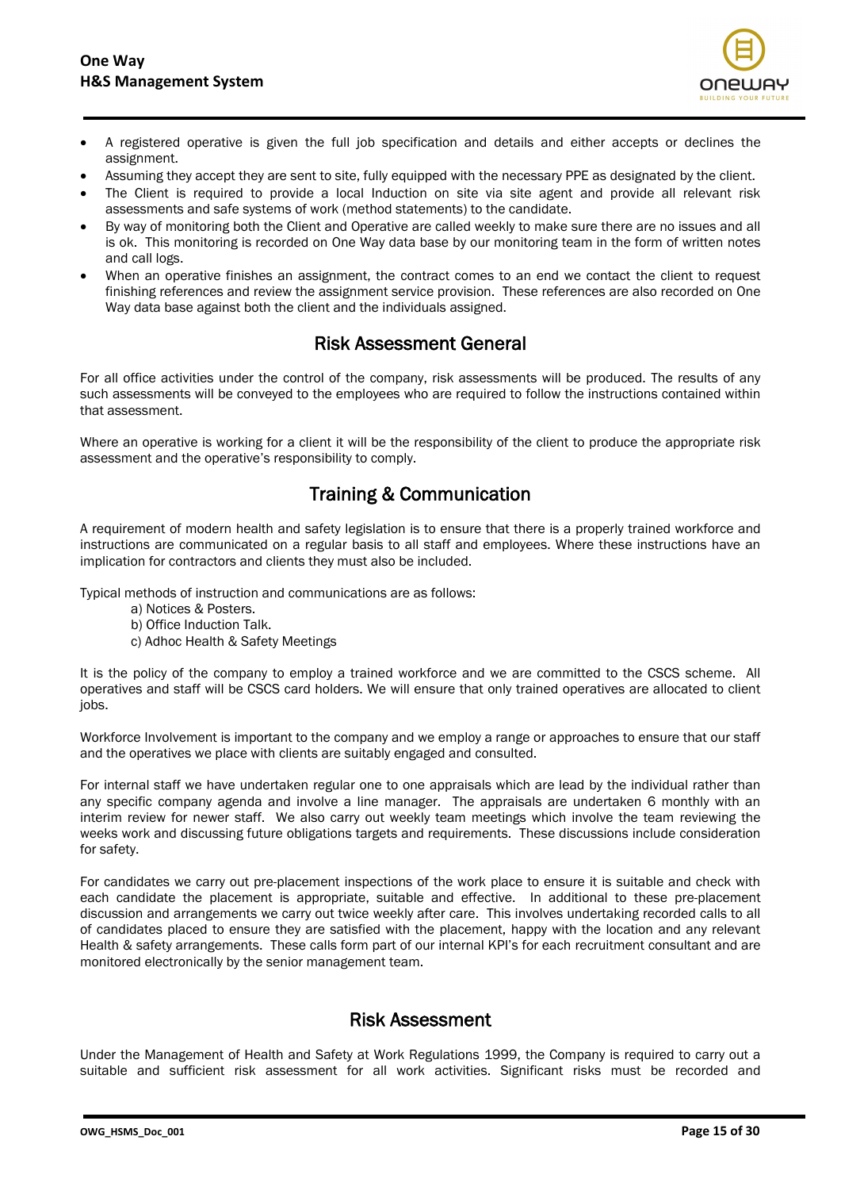- A registered operative is given the full job specification and details and either accepts or declines the assignment.
- Assuming they accept they are sent to site, fully equipped with the necessary PPE as designated by the client.
- The Client is required to provide a local Induction on site via site agent and provide all relevant risk assessments and safe systems of work (method statements) to the candidate.
- By way of monitoring both the Client and Operative are called weekly to make sure there are no issues and all is ok. This monitoring is recorded on One Way data base by our monitoring team in the form of written notes and call logs.
- When an operative finishes an assignment, the contract comes to an end we contact the client to request finishing references and review the assignment service provision. These references are also recorded on One Way data base against both the client and the individuals assigned.

## Risk Assessment General

For all office activities under the control of the company, risk assessments will be produced. The results of any such assessments will be conveyed to the employees who are required to follow the instructions contained within that assessment.

Where an operative is working for a client it will be the responsibility of the client to produce the appropriate risk assessment and the operative's responsibility to comply.

## Training & Communication

A requirement of modern health and safety legislation is to ensure that there is a properly trained workforce and instructions are communicated on a regular basis to all staff and employees. Where these instructions have an implication for contractors and clients they must also be included.

Typical methods of instruction and communications are as follows:

a) Notices & Posters.
b) Office Induction Talk.
c) Adhoc Health & Safety Meetings

It is the policy of the company to employ a trained workforce and we are committed to the CSCS scheme. All operatives and staff will be CSCS card holders. We will ensure that only trained operatives are allocated to client jobs.

Workforce Involvement is important to the company and we employ a range or approaches to ensure that our staff and the operatives we place with clients are suitably engaged and consulted.

For internal staff we have undertaken regular one to one appraisals which are lead by the individual rather than any specific company agenda and involve a line manager. The appraisals are undertaken 6 monthly with an interim review for newer staff. We also carry out weekly team meetings which involve the team reviewing the weeks work and discussing future obligations targets and requirements. These discussions include consideration for safety.

For candidates we carry out pre-placement inspections of the work place to ensure it is suitable and check with each candidate the placement is appropriate, suitable and effective. In additional to these pre-placement discussion and arrangements we carry out twice weekly after care. This involves undertaking recorded calls to all of candidates placed to ensure they are satisfied with the placement, happy with the location and any relevant Health & safety arrangements. These calls form part of our internal KPI's for each recruitment consultant and are monitored electronically by the senior management team.

## Risk Assessment

Under the Management of Health and Safety at Work Regulations 1999, the Company is required to carry out a suitable and sufficient risk assessment for all work activities. Significant risks must be recorded and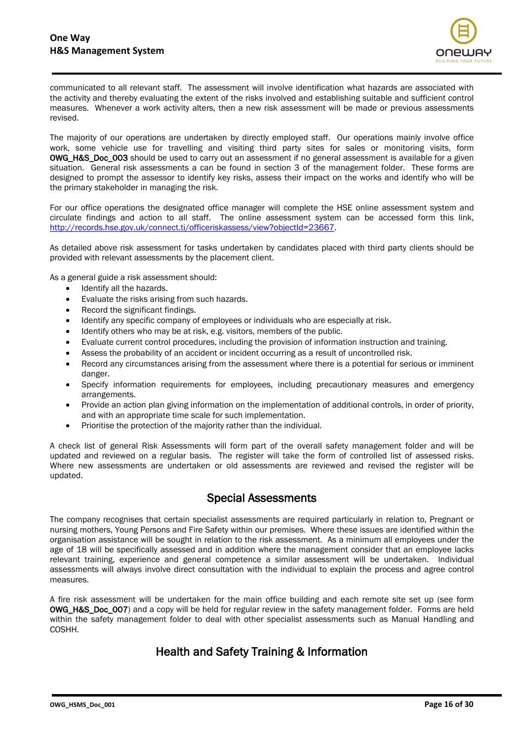communicated to all relevant staff. The assessment will involve identification what hazards are associated with the activity and thereby evaluating the extent of the risks involved and establishing suitable and sufficient control measures. Whenever a work activity alters, then a new risk assessment will be made or previous assessments revised.

The majority of our operations are undertaken by directly employed staff. Our operations mainly involve office work, some vehicle use for travelling and visiting third party sites for sales or monitoring visits, form **OWG_H&S_Doc_003** should be used to carry out an assessment if no general assessment is available for a given situation. General risk assessments a can be found in section 3 of the management folder. These forms are designed to prompt the assessor to identify key risks, assess their impact on the works and identify who will be the primary stakeholder in managing the risk.

For our office operations the designated office manager will complete the HSE online assessment system and circulate findings and action to all staff. The online assessment system can be accessed form this link, [http://records.hse.gov.uk/connect.ti/officeriskassess/view?objectId=23667](http://records.hse.gov.uk/connect.ti/officeriskassess/view?objectId=23667).

As detailed above risk assessment for tasks undertaken by candidates placed with third party clients should be provided with relevant assessments by the placement client.

As a general guide a risk assessment should:

- Identify all the hazards.
- Evaluate the risks arising from such hazards.
- Record the significant findings.
- Identify any specific company of employees or individuals who are especially at risk.
- Identify others who may be at risk, e.g. visitors, members of the public.
- Evaluate current control procedures, including the provision of information instruction and training.
- Assess the probability of an accident or incident occurring as a result of uncontrolled risk.
- Record any circumstances arising from the assessment where there is a potential for serious or imminent danger.
- Specify information requirements for employees, including precautionary measures and emergency arrangements.
- Provide an action plan giving information on the implementation of additional controls, in order of priority, and with an appropriate time scale for such implementation.
- Prioritise the protection of the majority rather than the individual.

A check list of general Risk Assessments will form part of the overall safety management folder and will be updated and reviewed on a regular basis. The register will take the form of controlled list of assessed risks. Where new assessments are undertaken or old assessments are reviewed and revised the register will be updated.

## Special Assessments

The company recognises that certain specialist assessments are required particularly in relation to, Pregnant or nursing mothers, Young Persons and Fire Safety within our premises. Where these issues are identified within the organisation assistance will be sought in relation to the risk assessment. As a minimum all employees under the age of 18 will be specifically assessed and in addition where the management consider that an employee lacks relevant training, experience and general competence a similar assessment will be undertaken. Individual assessments will always involve direct consultation with the individual to explain the process and agree control measures.

A fire risk assessment will be undertaken for the main office building and each remote site set up (see form **OWG_H&S_Doc_007**) and a copy will be held for regular review in the safety management folder. Forms are held within the safety management folder to deal with other specialist assessments such as Manual Handling and COSHH.

## Health and Safety Training & Information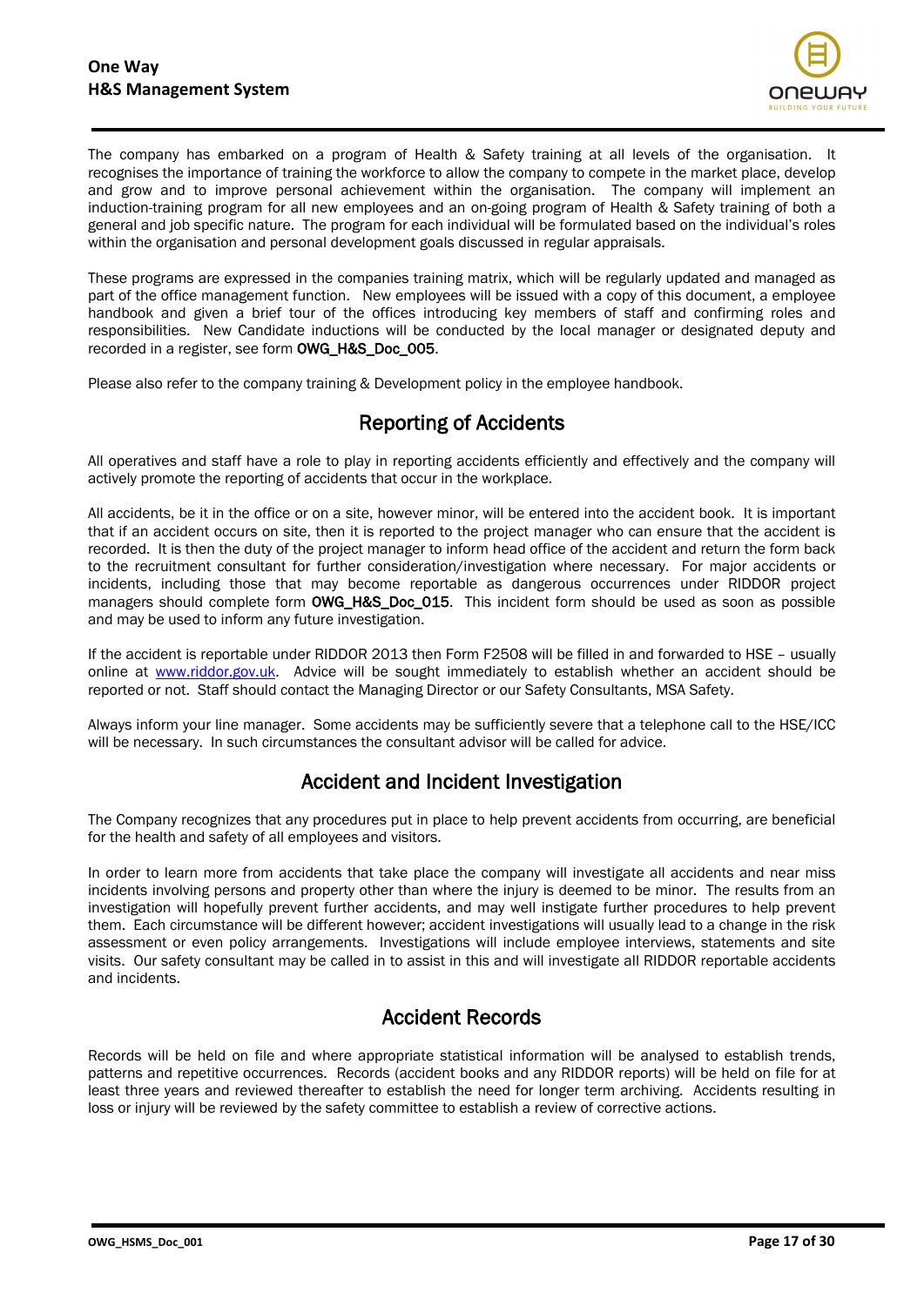The company has embarked on a program of Health & Safety training at all levels of the organisation. It recognises the importance of training the workforce to allow the company to compete in the market place, develop and grow and to improve personal achievement within the organisation. The company will implement an induction-training program for all new employees and an on-going program of Health & Safety training of both a general and job specific nature. The program for each individual will be formulated based on the individual's roles within the organisation and personal development goals discussed in regular appraisals.

These programs are expressed in the companies training matrix, which will be regularly updated and managed as part of the office management function. New employees will be issued with a copy of this document, a employee handbook and given a brief tour of the offices introducing key members of staff and confirming roles and responsibilities. New Candidate inductions will be conducted by the local manager or designated deputy and recorded in a register, see form **OWG_H&S_Doc_005**.

Please also refer to the company training & Development policy in the employee handbook.

## Reporting of Accidents

All operatives and staff have a role to play in reporting accidents efficiently and effectively and the company will actively promote the reporting of accidents that occur in the workplace.

All accidents, be it in the office or on a site, however minor, will be entered into the accident book. It is important that if an accident occurs on site, then it is reported to the project manager who can ensure that the accident is recorded. It is then the duty of the project manager to inform head office of the accident and return the form back to the recruitment consultant for further consideration/investigation where necessary. For major accidents or incidents, including those that may become reportable as dangerous occurrences under RIDDOR project managers should complete form **OWG_H&S_Doc_015**. This incident form should be used as soon as possible and may be used to inform any future investigation.

If the accident is reportable under RIDDOR 2013 then Form F2508 will be filled in and forwarded to HSE – usually online at [www.riddor.gov.uk](http://www.riddor.gov.uk). Advice will be sought immediately to establish whether an accident should be reported or not. Staff should contact the Managing Director or our Safety Consultants, MSA Safety.

Always inform your line manager. Some accidents may be sufficiently severe that a telephone call to the HSE/ICC will be necessary. In such circumstances the consultant advisor will be called for advice.

## Accident and Incident Investigation

The Company recognizes that any procedures put in place to help prevent accidents from occurring, are beneficial for the health and safety of all employees and visitors.

In order to learn more from accidents that take place the company will investigate all accidents and near miss incidents involving persons and property other than where the injury is deemed to be minor. The results from an investigation will hopefully prevent further accidents, and may well instigate further procedures to help prevent them. Each circumstance will be different however; accident investigations will usually lead to a change in the risk assessment or even policy arrangements. Investigations will include employee interviews, statements and site visits. Our safety consultant may be called in to assist in this and will investigate all RIDDOR reportable accidents and incidents.

## Accident Records

Records will be held on file and where appropriate statistical information will be analysed to establish trends, patterns and repetitive occurrences. Records (accident books and any RIDDOR reports) will be held on file for at least three years and reviewed thereafter to establish the need for longer term archiving. Accidents resulting in loss or injury will be reviewed by the safety committee to establish a review of corrective actions.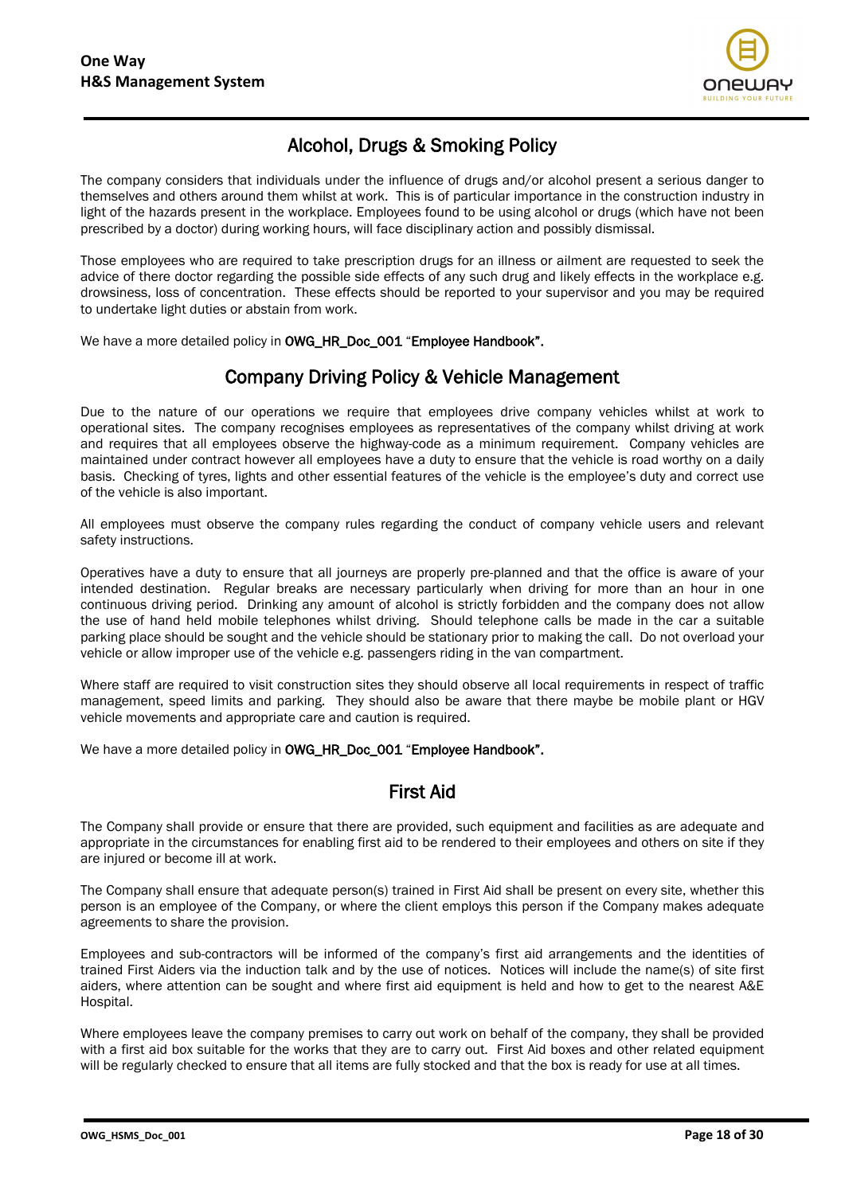## Alcohol, Drugs & Smoking Policy

The company considers that individuals under the influence of drugs and/or alcohol present a serious danger to themselves and others around them whilst at work. This is of particular importance in the construction industry in light of the hazards present in the workplace. Employees found to be using alcohol or drugs (which have not been prescribed by a doctor) during working hours, will face disciplinary action and possibly dismissal.

Those employees who are required to take prescription drugs for an illness or ailment are requested to seek the advice of there doctor regarding the possible side effects of any such drug and likely effects in the workplace e.g. drowsiness, loss of concentration. These effects should be reported to your supervisor and you may be required to undertake light duties or abstain from work.

We have a more detailed policy in **OWG_HR_Doc_001** "**Employee Handbook".**

## Company Driving Policy & Vehicle Management

Due to the nature of our operations we require that employees drive company vehicles whilst at work to operational sites. The company recognises employees as representatives of the company whilst driving at work and requires that all employees observe the highway-code as a minimum requirement. Company vehicles are maintained under contract however all employees have a duty to ensure that the vehicle is road worthy on a daily basis. Checking of tyres, lights and other essential features of the vehicle is the employee's duty and correct use of the vehicle is also important.

All employees must observe the company rules regarding the conduct of company vehicle users and relevant safety instructions.

Operatives have a duty to ensure that all journeys are properly pre-planned and that the office is aware of your intended destination. Regular breaks are necessary particularly when driving for more than an hour in one continuous driving period. Drinking any amount of alcohol is strictly forbidden and the company does not allow the use of hand held mobile telephones whilst driving. Should telephone calls be made in the car a suitable parking place should be sought and the vehicle should be stationary prior to making the call. Do not overload your vehicle or allow improper use of the vehicle e.g. passengers riding in the van compartment.

Where staff are required to visit construction sites they should observe all local requirements in respect of traffic management, speed limits and parking. They should also be aware that there maybe be mobile plant or HGV vehicle movements and appropriate care and caution is required.

We have a more detailed policy in **OWG_HR_Doc_001** "**Employee Handbook".**

## First Aid

The Company shall provide or ensure that there are provided, such equipment and facilities as are adequate and appropriate in the circumstances for enabling first aid to be rendered to their employees and others on site if they are injured or become ill at work.

The Company shall ensure that adequate person(s) trained in First Aid shall be present on every site, whether this person is an employee of the Company, or where the client employs this person if the Company makes adequate agreements to share the provision.

Employees and sub-contractors will be informed of the company's first aid arrangements and the identities of trained First Aiders via the induction talk and by the use of notices. Notices will include the name(s) of site first aiders, where attention can be sought and where first aid equipment is held and how to get to the nearest A&E Hospital.

Where employees leave the company premises to carry out work on behalf of the company, they shall be provided with a first aid box suitable for the works that they are to carry out. First Aid boxes and other related equipment will be regularly checked to ensure that all items are fully stocked and that the box is ready for use at all times.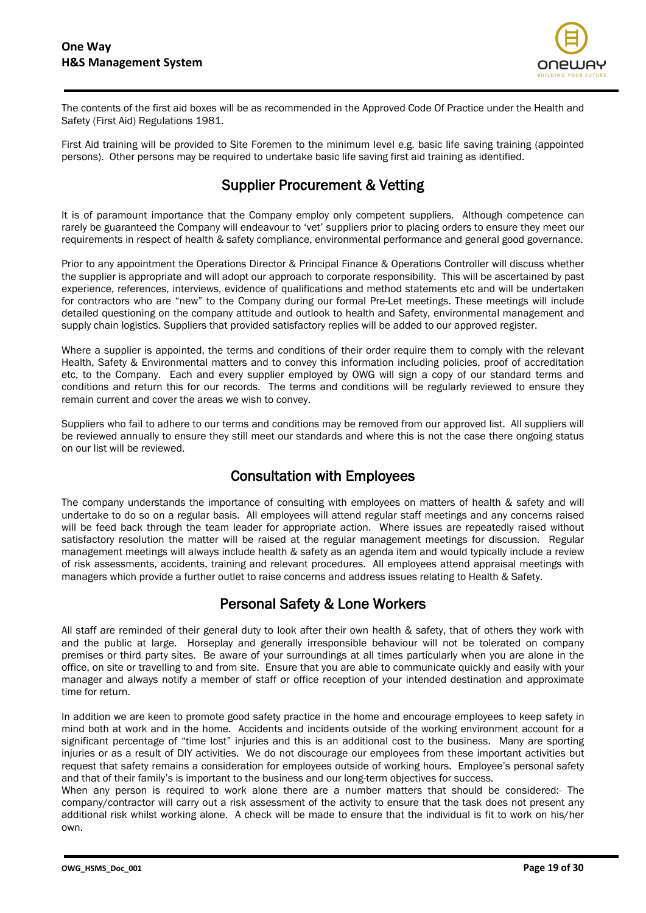The contents of the first aid boxes will be as recommended in the Approved Code Of Practice under the Health and Safety (First Aid) Regulations 1981.

First Aid training will be provided to Site Foremen to the minimum level e.g. basic life saving training (appointed persons). Other persons may be required to undertake basic life saving first aid training as identified.

## Supplier Procurement & Vetting

It is of paramount importance that the Company employ only competent suppliers. Although competence can rarely be guaranteed the Company will endeavour to 'vet' suppliers prior to placing orders to ensure they meet our requirements in respect of health & safety compliance, environmental performance and general good governance.

Prior to any appointment the Operations Director & Principal Finance & Operations Controller will discuss whether the supplier is appropriate and will adopt our approach to corporate responsibility. This will be ascertained by past experience, references, interviews, evidence of qualifications and method statements etc and will be undertaken for contractors who are "new" to the Company during our formal Pre-Let meetings. These meetings will include detailed questioning on the company attitude and outlook to health and Safety, environmental management and supply chain logistics. Suppliers that provided satisfactory replies will be added to our approved register.

Where a supplier is appointed, the terms and conditions of their order require them to comply with the relevant Health, Safety & Environmental matters and to convey this information including policies, proof of accreditation etc, to the Company. Each and every supplier employed by OWG will sign a copy of our standard terms and conditions and return this for our records. The terms and conditions will be regularly reviewed to ensure they remain current and cover the areas we wish to convey.

Suppliers who fail to adhere to our terms and conditions may be removed from our approved list. All suppliers will be reviewed annually to ensure they still meet our standards and where this is not the case there ongoing status on our list will be reviewed.

## Consultation with Employees

The company understands the importance of consulting with employees on matters of health & safety and will undertake to do so on a regular basis. All employees will attend regular staff meetings and any concerns raised will be feed back through the team leader for appropriate action. Where issues are repeatedly raised without satisfactory resolution the matter will be raised at the regular management meetings for discussion. Regular management meetings will always include health & safety as an agenda item and would typically include a review of risk assessments, accidents, training and relevant procedures. All employees attend appraisal meetings with managers which provide a further outlet to raise concerns and address issues relating to Health & Safety.

## Personal Safety & Lone Workers

All staff are reminded of their general duty to look after their own health & safety, that of others they work with and the public at large. Horseplay and generally irresponsible behaviour will not be tolerated on company premises or third party sites. Be aware of your surroundings at all times particularly when you are alone in the office, on site or travelling to and from site. Ensure that you are able to communicate quickly and easily with your manager and always notify a member of staff or office reception of your intended destination and approximate time for return.

In addition we are keen to promote good safety practice in the home and encourage employees to keep safety in mind both at work and in the home. Accidents and incidents outside of the working environment account for a significant percentage of "time lost" injuries and this is an additional cost to the business. Many are sporting injuries or as a result of DIY activities. We do not discourage our employees from these important activities but request that safety remains a consideration for employees outside of working hours. Employee's personal safety and that of their family's is important to the business and our long-term objectives for success.
When any person is required to work alone there are a number matters that should be considered:- The company/contractor will carry out a risk assessment of the activity to ensure that the task does not present any additional risk whilst working alone. A check will be made to ensure that the individual is fit to work on his/her own.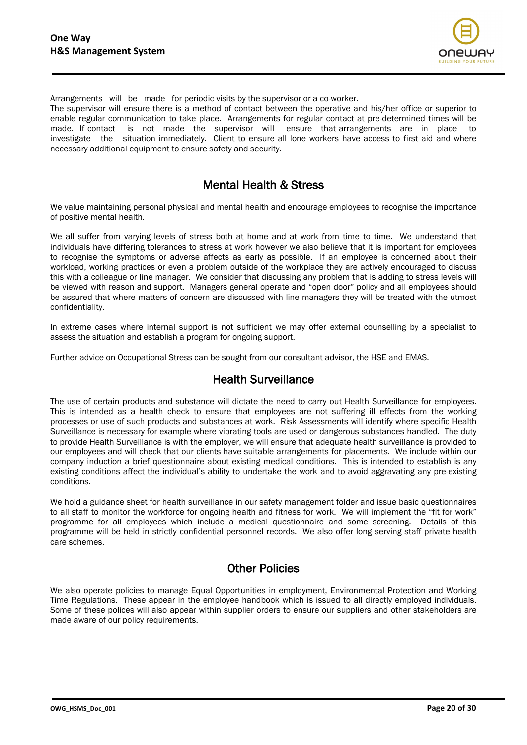Arrangements will be made for periodic visits by the supervisor or a co-worker.
The supervisor will ensure there is a method of contact between the operative and his/her office or superior to enable regular communication to take place. Arrangements for regular contact at pre-determined times will be made. If contact is not made the supervisor will ensure that arrangements are in place to investigate the situation immediately. Client to ensure all lone workers have access to first aid and where necessary additional equipment to ensure safety and security.

## Mental Health & Stress

We value maintaining personal physical and mental health and encourage employees to recognise the importance of positive mental health.

We all suffer from varying levels of stress both at home and at work from time to time. We understand that individuals have differing tolerances to stress at work however we also believe that it is important for employees to recognise the symptoms or adverse affects as early as possible. If an employee is concerned about their workload, working practices or even a problem outside of the workplace they are actively encouraged to discuss this with a colleague or line manager. We consider that discussing any problem that is adding to stress levels will be viewed with reason and support. Managers general operate and "open door" policy and all employees should be assured that where matters of concern are discussed with line managers they will be treated with the utmost confidentiality.

In extreme cases where internal support is not sufficient we may offer external counselling by a specialist to assess the situation and establish a program for ongoing support.

Further advice on Occupational Stress can be sought from our consultant advisor, the HSE and EMAS.

## Health Surveillance

The use of certain products and substance will dictate the need to carry out Health Surveillance for employees. This is intended as a health check to ensure that employees are not suffering ill effects from the working processes or use of such products and substances at work. Risk Assessments will identify where specific Health Surveillance is necessary for example where vibrating tools are used or dangerous substances handled. The duty to provide Health Surveillance is with the employer, we will ensure that adequate health surveillance is provided to our employees and will check that our clients have suitable arrangements for placements. We include within our company induction a brief questionnaire about existing medical conditions. This is intended to establish is any existing conditions affect the individual's ability to undertake the work and to avoid aggravating any pre-existing conditions.

We hold a guidance sheet for health surveillance in our safety management folder and issue basic questionnaires to all staff to monitor the workforce for ongoing health and fitness for work. We will implement the "fit for work" programme for all employees which include a medical questionnaire and some screening. Details of this programme will be held in strictly confidential personnel records. We also offer long serving staff private health care schemes.

## Other Policies

We also operate policies to manage Equal Opportunities in employment, Environmental Protection and Working Time Regulations. These appear in the employee handbook which is issued to all directly employed individuals. Some of these polices will also appear within supplier orders to ensure our suppliers and other stakeholders are made aware of our policy requirements.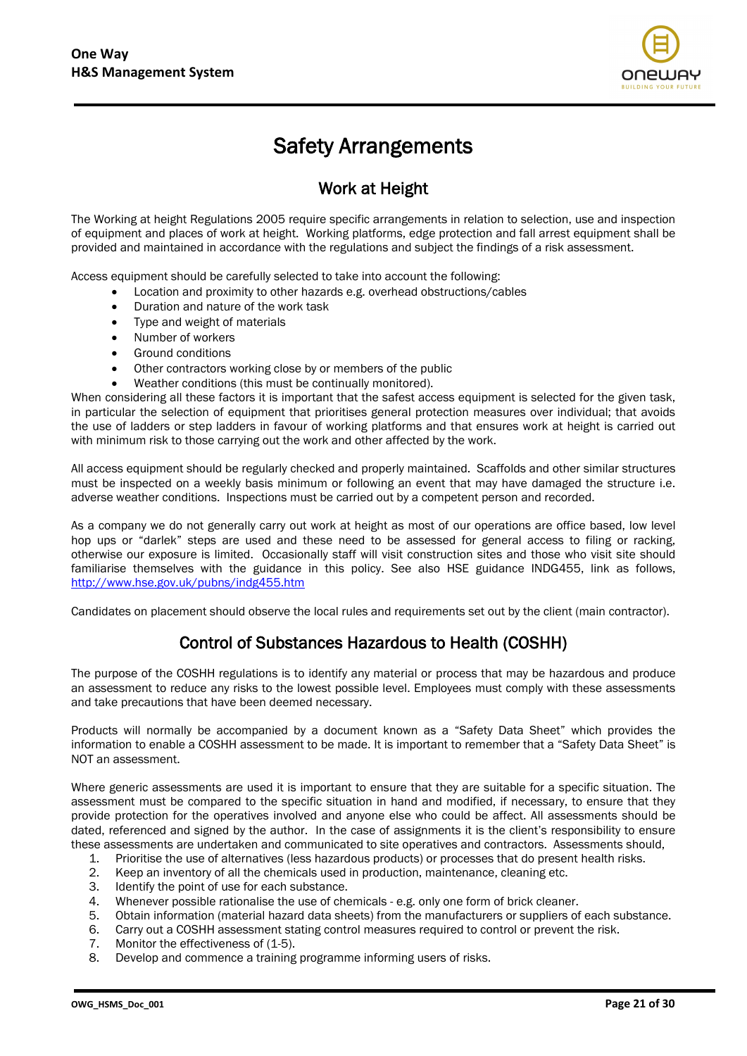# Safety Arrangements

## Work at Height

The Working at height Regulations 2005 require specific arrangements in relation to selection, use and inspection of equipment and places of work at height. Working platforms, edge protection and fall arrest equipment shall be provided and maintained in accordance with the regulations and subject the findings of a risk assessment.

Access equipment should be carefully selected to take into account the following:

- Location and proximity to other hazards e.g. overhead obstructions/cables
- Duration and nature of the work task
- Type and weight of materials
- Number of workers
- Ground conditions
- Other contractors working close by or members of the public
- Weather conditions (this must be continually monitored).

When considering all these factors it is important that the safest access equipment is selected for the given task, in particular the selection of equipment that prioritises general protection measures over individual; that avoids the use of ladders or step ladders in favour of working platforms and that ensures work at height is carried out with minimum risk to those carrying out the work and other affected by the work.

All access equipment should be regularly checked and properly maintained. Scaffolds and other similar structures must be inspected on a weekly basis minimum or following an event that may have damaged the structure i.e. adverse weather conditions. Inspections must be carried out by a competent person and recorded.

As a company we do not generally carry out work at height as most of our operations are office based, low level hop ups or "darlek" steps are used and these need to be assessed for general access to filing or racking, otherwise our exposure is limited. Occasionally staff will visit construction sites and those who visit site should familiarise themselves with the guidance in this policy. See also HSE guidance INDG455, link as follows, http://www.hse.gov.uk/pubns/indg455.htm

Candidates on placement should observe the local rules and requirements set out by the client (main contractor).

## Control of Substances Hazardous to Health (COSHH)

The purpose of the COSHH regulations is to identify any material or process that may be hazardous and produce an assessment to reduce any risks to the lowest possible level. Employees must comply with these assessments and take precautions that have been deemed necessary.

Products will normally be accompanied by a document known as a "Safety Data Sheet" which provides the information to enable a COSHH assessment to be made. It is important to remember that a "Safety Data Sheet" is NOT an assessment.

Where generic assessments are used it is important to ensure that they are suitable for a specific situation. The assessment must be compared to the specific situation in hand and modified, if necessary, to ensure that they provide protection for the operatives involved and anyone else who could be affect. All assessments should be dated, referenced and signed by the author. In the case of assignments it is the client's responsibility to ensure these assessments are undertaken and communicated to site operatives and contractors. Assessments should,

1. Prioritise the use of alternatives (less hazardous products) or processes that do present health risks.
2. Keep an inventory of all the chemicals used in production, maintenance, cleaning etc.
3. Identify the point of use for each substance.
4. Whenever possible rationalise the use of chemicals - e.g. only one form of brick cleaner.
5. Obtain information (material hazard data sheets) from the manufacturers or suppliers of each substance.
6. Carry out a COSHH assessment stating control measures required to control or prevent the risk.
7. Monitor the effectiveness of (1-5).
8. Develop and commence a training programme informing users of risks.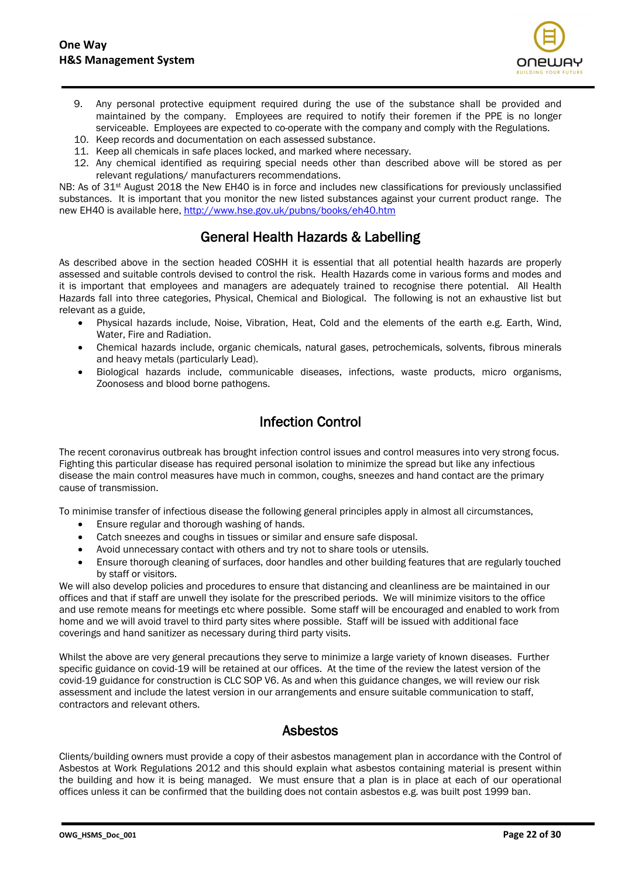9. Any personal protective equipment required during the use of the substance shall be provided and maintained by the company. Employees are required to notify their foremen if the PPE is no longer serviceable. Employees are expected to co-operate with the company and comply with the Regulations.
10. Keep records and documentation on each assessed substance.
11. Keep all chemicals in safe places locked, and marked where necessary.
12. Any chemical identified as requiring special needs other than described above will be stored as per relevant regulations/ manufacturers recommendations.

NB: As of 31st August 2018 the New EH40 is in force and includes new classifications for previously unclassified substances. It is important that you monitor the new listed substances against your current product range. The new EH40 is available here, http://www.hse.gov.uk/pubns/books/eh40.htm

## General Health Hazards & Labelling

As described above in the section headed COSHH it is essential that all potential health hazards are properly assessed and suitable controls devised to control the risk. Health Hazards come in various forms and modes and it is important that employees and managers are adequately trained to recognise there potential. All Health Hazards fall into three categories, Physical, Chemical and Biological. The following is not an exhaustive list but relevant as a guide,

- Physical hazards include, Noise, Vibration, Heat, Cold and the elements of the earth e.g. Earth, Wind, Water, Fire and Radiation.
- Chemical hazards include, organic chemicals, natural gases, petrochemicals, solvents, fibrous minerals and heavy metals (particularly Lead).
- Biological hazards include, communicable diseases, infections, waste products, micro organisms, Zoonosess and blood borne pathogens.

## Infection Control

The recent coronavirus outbreak has brought infection control issues and control measures into very strong focus. Fighting this particular disease has required personal isolation to minimize the spread but like any infectious disease the main control measures have much in common, coughs, sneezes and hand contact are the primary cause of transmission.

To minimise transfer of infectious disease the following general principles apply in almost all circumstances,

- Ensure regular and thorough washing of hands.
- Catch sneezes and coughs in tissues or similar and ensure safe disposal.
- Avoid unnecessary contact with others and try not to share tools or utensils.
- Ensure thorough cleaning of surfaces, door handles and other building features that are regularly touched by staff or visitors.

We will also develop policies and procedures to ensure that distancing and cleanliness are be maintained in our offices and that if staff are unwell they isolate for the prescribed periods. We will minimize visitors to the office and use remote means for meetings etc where possible. Some staff will be encouraged and enabled to work from home and we will avoid travel to third party sites where possible. Staff will be issued with additional face coverings and hand sanitizer as necessary during third party visits.

Whilst the above are very general precautions they serve to minimize a large variety of known diseases. Further specific guidance on covid-19 will be retained at our offices. At the time of the review the latest version of the covid-19 guidance for construction is CLC SOP V6. As and when this guidance changes, we will review our risk assessment and include the latest version in our arrangements and ensure suitable communication to staff, contractors and relevant others.

## Asbestos

Clients/building owners must provide a copy of their asbestos management plan in accordance with the Control of Asbestos at Work Regulations 2012 and this should explain what asbestos containing material is present within the building and how it is being managed. We must ensure that a plan is in place at each of our operational offices unless it can be confirmed that the building does not contain asbestos e.g. was built post 1999 ban.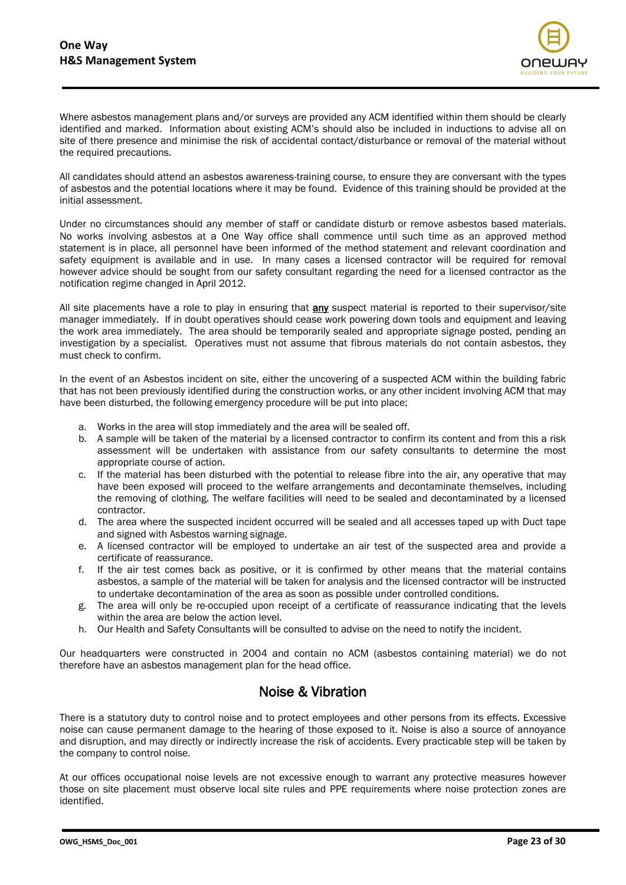Where asbestos management plans and/or surveys are provided any ACM identified within them should be clearly identified and marked. Information about existing ACM's should also be included in inductions to advise all on site of there presence and minimise the risk of accidental contact/disturbance or removal of the material without the required precautions.

All candidates should attend an asbestos awareness-training course, to ensure they are conversant with the types of asbestos and the potential locations where it may be found. Evidence of this training should be provided at the initial assessment.

Under no circumstances should any member of staff or candidate disturb or remove asbestos based materials. No works involving asbestos at a One Way office shall commence until such time as an approved method statement is in place, all personnel have been informed of the method statement and relevant coordination and safety equipment is available and in use. In many cases a licensed contractor will be required for removal however advice should be sought from our safety consultant regarding the need for a licensed contractor as the notification regime changed in April 2012.

All site placements have a role to play in ensuring that **any** suspect material is reported to their supervisor/site manager immediately. If in doubt operatives should cease work powering down tools and equipment and leaving the work area immediately. The area should be temporarily sealed and appropriate signage posted, pending an investigation by a specialist. Operatives must not assume that fibrous materials do not contain asbestos, they must check to confirm.

In the event of an Asbestos incident on site, either the uncovering of a suspected ACM within the building fabric that has not been previously identified during the construction works, or any other incident involving ACM that may have been disturbed, the following emergency procedure will be put into place;

a. Works in the area will stop immediately and the area will be sealed off.
b. A sample will be taken of the material by a licensed contractor to confirm its content and from this a risk assessment will be undertaken with assistance from our safety consultants to determine the most appropriate course of action.
c. If the material has been disturbed with the potential to release fibre into the air, any operative that may have been exposed will proceed to the welfare arrangements and decontaminate themselves, including the removing of clothing. The welfare facilities will need to be sealed and decontaminated by a licensed contractor.
d. The area where the suspected incident occurred will be sealed and all accesses taped up with Duct tape and signed with Asbestos warning signage.
e. A licensed contractor will be employed to undertake an air test of the suspected area and provide a certificate of reassurance.
f. If the air test comes back as positive, or it is confirmed by other means that the material contains asbestos, a sample of the material will be taken for analysis and the licensed contractor will be instructed to undertake decontamination of the area as soon as possible under controlled conditions.
g. The area will only be re-occupied upon receipt of a certificate of reassurance indicating that the levels within the area are below the action level.
h. Our Health and Safety Consultants will be consulted to advise on the need to notify the incident.

Our headquarters were constructed in 2004 and contain no ACM (asbestos containing material) we do not therefore have an asbestos management plan for the head office.

## Noise & Vibration

There is a statutory duty to control noise and to protect employees and other persons from its effects. Excessive noise can cause permanent damage to the hearing of those exposed to it. Noise is also a source of annoyance and disruption, and may directly or indirectly increase the risk of accidents. Every practicable step will be taken by the company to control noise.

At our offices occupational noise levels are not excessive enough to warrant any protective measures however those on site placement must observe local site rules and PPE requirements where noise protection zones are identified.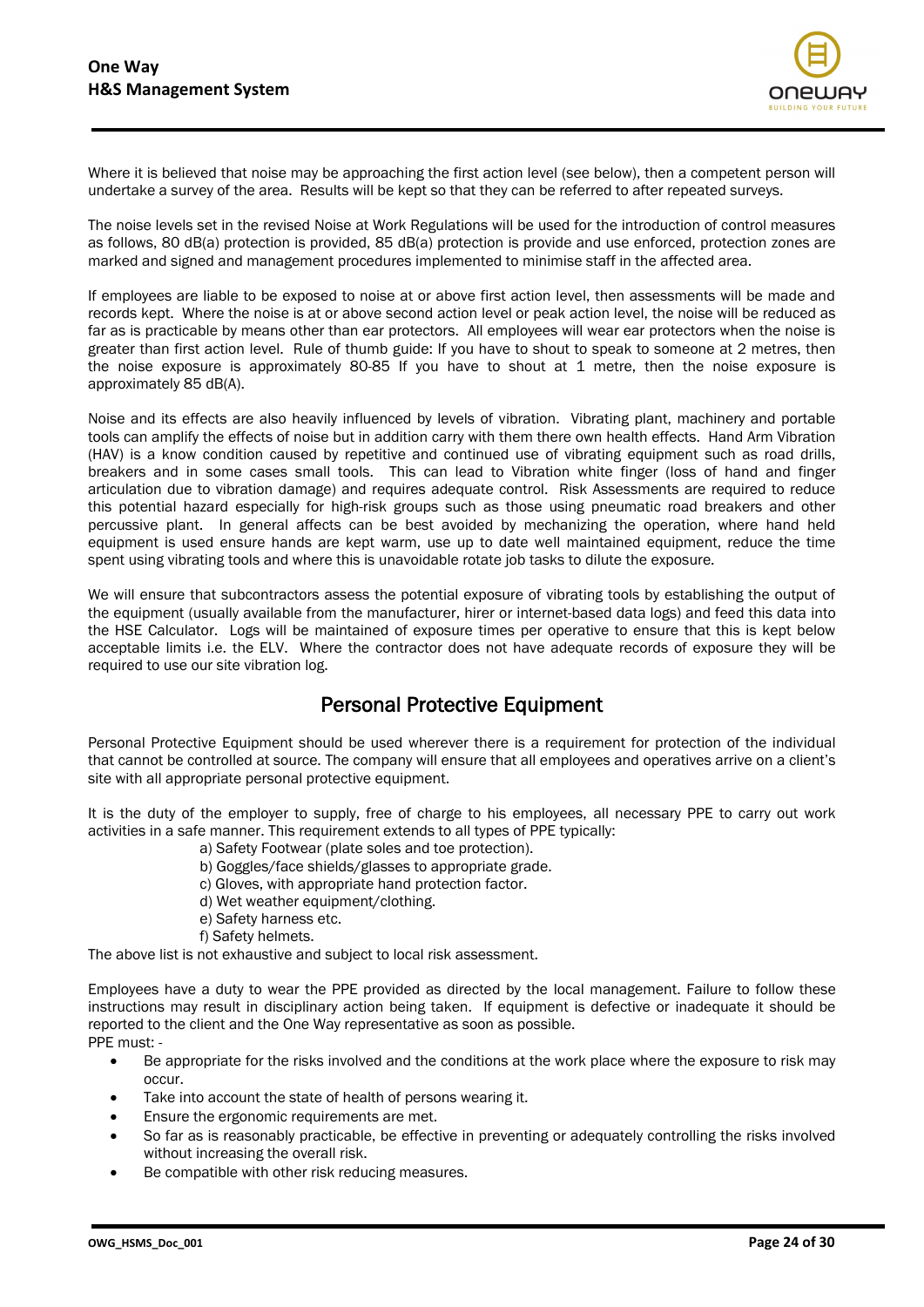Where it is believed that noise may be approaching the first action level (see below), then a competent person will undertake a survey of the area. Results will be kept so that they can be referred to after repeated surveys.

The noise levels set in the revised Noise at Work Regulations will be used for the introduction of control measures as follows, 80 dB(a) protection is provided, 85 dB(a) protection is provide and use enforced, protection zones are marked and signed and management procedures implemented to minimise staff in the affected area.

If employees are liable to be exposed to noise at or above first action level, then assessments will be made and records kept. Where the noise is at or above second action level or peak action level, the noise will be reduced as far as is practicable by means other than ear protectors. All employees will wear ear protectors when the noise is greater than first action level. Rule of thumb guide: If you have to shout to speak to someone at 2 metres, then the noise exposure is approximately 80-85 If you have to shout at 1 metre, then the noise exposure is approximately 85 dB(A).

Noise and its effects are also heavily influenced by levels of vibration. Vibrating plant, machinery and portable tools can amplify the effects of noise but in addition carry with them there own health effects. Hand Arm Vibration (HAV) is a know condition caused by repetitive and continued use of vibrating equipment such as road drills, breakers and in some cases small tools. This can lead to Vibration white finger (loss of hand and finger articulation due to vibration damage) and requires adequate control. Risk Assessments are required to reduce this potential hazard especially for high-risk groups such as those using pneumatic road breakers and other percussive plant. In general affects can be best avoided by mechanizing the operation, where hand held equipment is used ensure hands are kept warm, use up to date well maintained equipment, reduce the time spent using vibrating tools and where this is unavoidable rotate job tasks to dilute the exposure.

We will ensure that subcontractors assess the potential exposure of vibrating tools by establishing the output of the equipment (usually available from the manufacturer, hirer or internet-based data logs) and feed this data into the HSE Calculator. Logs will be maintained of exposure times per operative to ensure that this is kept below acceptable limits i.e. the ELV. Where the contractor does not have adequate records of exposure they will be required to use our site vibration log.

## Personal Protective Equipment

Personal Protective Equipment should be used wherever there is a requirement for protection of the individual that cannot be controlled at source. The company will ensure that all employees and operatives arrive on a client's site with all appropriate personal protective equipment.

It is the duty of the employer to supply, free of charge to his employees, all necessary PPE to carry out work activities in a safe manner. This requirement extends to all types of PPE typically:

a) Safety Footwear (plate soles and toe protection).
b) Goggles/face shields/glasses to appropriate grade.
c) Gloves, with appropriate hand protection factor.
d) Wet weather equipment/clothing.
e) Safety harness etc.
f) Safety helmets.

The above list is not exhaustive and subject to local risk assessment.

Employees have a duty to wear the PPE provided as directed by the local management. Failure to follow these instructions may result in disciplinary action being taken. If equipment is defective or inadequate it should be reported to the client and the One Way representative as soon as possible.

PPE must: -

- Be appropriate for the risks involved and the conditions at the work place where the exposure to risk may occur.
- Take into account the state of health of persons wearing it.
- Ensure the ergonomic requirements are met.
- So far as is reasonably practicable, be effective in preventing or adequately controlling the risks involved without increasing the overall risk.
- Be compatible with other risk reducing measures.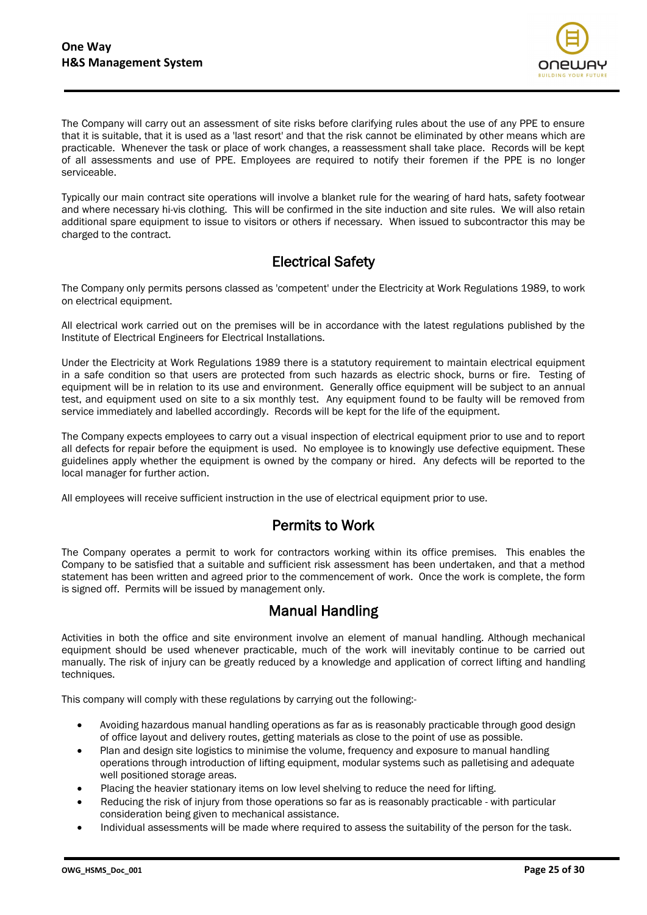The Company will carry out an assessment of site risks before clarifying rules about the use of any PPE to ensure that it is suitable, that it is used as a 'last resort' and that the risk cannot be eliminated by other means which are practicable. Whenever the task or place of work changes, a reassessment shall take place. Records will be kept of all assessments and use of PPE. Employees are required to notify their foremen if the PPE is no longer serviceable.

Typically our main contract site operations will involve a blanket rule for the wearing of hard hats, safety footwear and where necessary hi-vis clothing. This will be confirmed in the site induction and site rules. We will also retain additional spare equipment to issue to visitors or others if necessary. When issued to subcontractor this may be charged to the contract.

## Electrical Safety

The Company only permits persons classed as 'competent' under the Electricity at Work Regulations 1989, to work on electrical equipment.

All electrical work carried out on the premises will be in accordance with the latest regulations published by the Institute of Electrical Engineers for Electrical Installations.

Under the Electricity at Work Regulations 1989 there is a statutory requirement to maintain electrical equipment in a safe condition so that users are protected from such hazards as electric shock, burns or fire. Testing of equipment will be in relation to its use and environment. Generally office equipment will be subject to an annual test, and equipment used on site to a six monthly test. Any equipment found to be faulty will be removed from service immediately and labelled accordingly. Records will be kept for the life of the equipment.

The Company expects employees to carry out a visual inspection of electrical equipment prior to use and to report all defects for repair before the equipment is used. No employee is to knowingly use defective equipment. These guidelines apply whether the equipment is owned by the company or hired. Any defects will be reported to the local manager for further action.

All employees will receive sufficient instruction in the use of electrical equipment prior to use.

## Permits to Work

The Company operates a permit to work for contractors working within its office premises. This enables the Company to be satisfied that a suitable and sufficient risk assessment has been undertaken, and that a method statement has been written and agreed prior to the commencement of work. Once the work is complete, the form is signed off. Permits will be issued by management only.

## Manual Handling

Activities in both the office and site environment involve an element of manual handling. Although mechanical equipment should be used whenever practicable, much of the work will inevitably continue to be carried out manually. The risk of injury can be greatly reduced by a knowledge and application of correct lifting and handling techniques.

This company will comply with these regulations by carrying out the following:-

- Avoiding hazardous manual handling operations as far as is reasonably practicable through good design of office layout and delivery routes, getting materials as close to the point of use as possible.
- Plan and design site logistics to minimise the volume, frequency and exposure to manual handling operations through introduction of lifting equipment, modular systems such as palletising and adequate well positioned storage areas.
- Placing the heavier stationary items on low level shelving to reduce the need for lifting.
- Reducing the risk of injury from those operations so far as is reasonably practicable - with particular consideration being given to mechanical assistance.
- Individual assessments will be made where required to assess the suitability of the person for the task.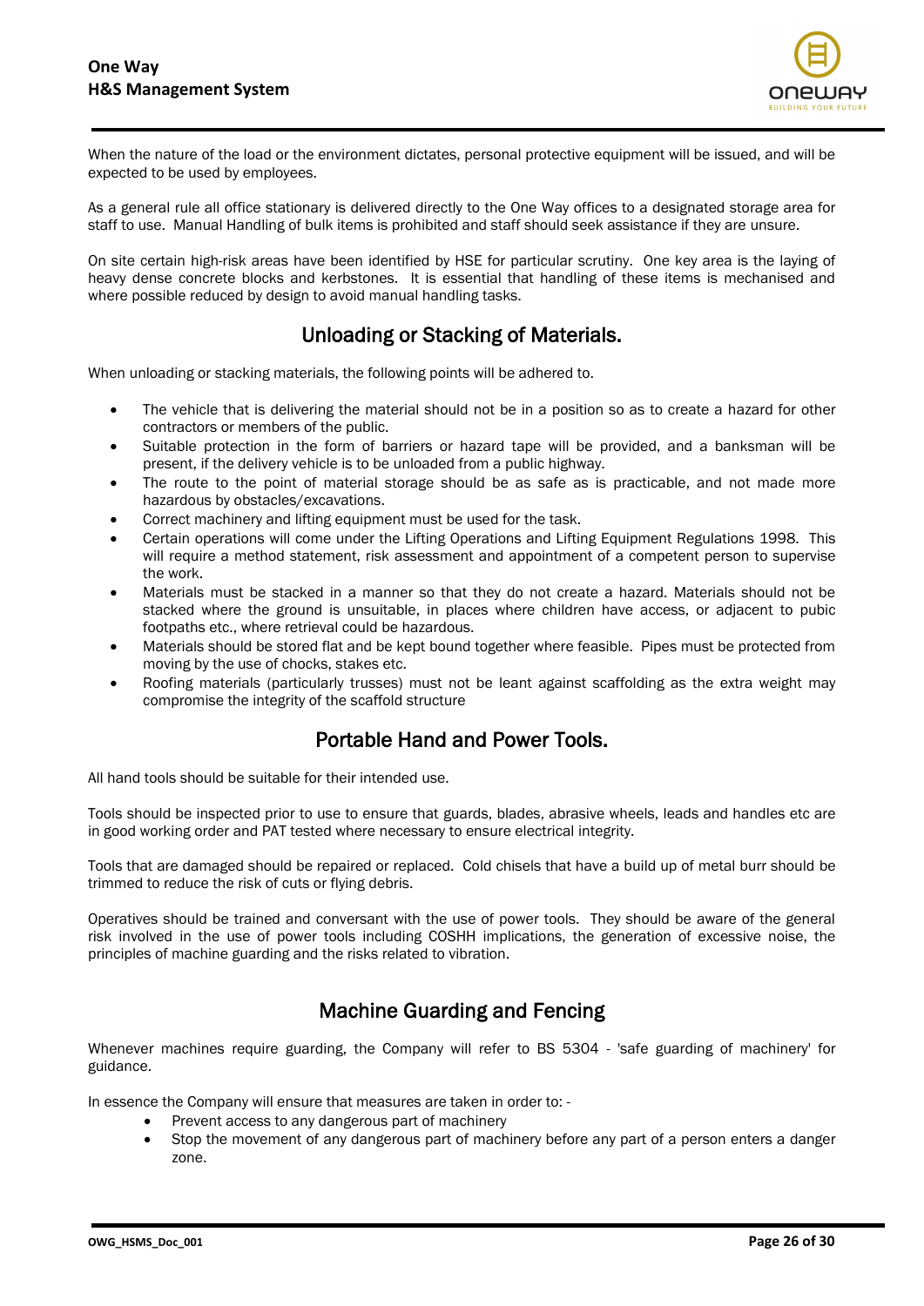When the nature of the load or the environment dictates, personal protective equipment will be issued, and will be expected to be used by employees.

As a general rule all office stationary is delivered directly to the One Way offices to a designated storage area for staff to use. Manual Handling of bulk items is prohibited and staff should seek assistance if they are unsure.

On site certain high-risk areas have been identified by HSE for particular scrutiny. One key area is the laying of heavy dense concrete blocks and kerbstones. It is essential that handling of these items is mechanised and where possible reduced by design to avoid manual handling tasks.

## Unloading or Stacking of Materials.

When unloading or stacking materials, the following points will be adhered to.

- The vehicle that is delivering the material should not be in a position so as to create a hazard for other contractors or members of the public.
- Suitable protection in the form of barriers or hazard tape will be provided, and a banksman will be present, if the delivery vehicle is to be unloaded from a public highway.
- The route to the point of material storage should be as safe as is practicable, and not made more hazardous by obstacles/excavations.
- Correct machinery and lifting equipment must be used for the task.
- Certain operations will come under the Lifting Operations and Lifting Equipment Regulations 1998. This will require a method statement, risk assessment and appointment of a competent person to supervise the work.
- Materials must be stacked in a manner so that they do not create a hazard. Materials should not be stacked where the ground is unsuitable, in places where children have access, or adjacent to pubic footpaths etc., where retrieval could be hazardous.
- Materials should be stored flat and be kept bound together where feasible. Pipes must be protected from moving by the use of chocks, stakes etc.
- Roofing materials (particularly trusses) must not be leant against scaffolding as the extra weight may compromise the integrity of the scaffold structure

## Portable Hand and Power Tools.

All hand tools should be suitable for their intended use.

Tools should be inspected prior to use to ensure that guards, blades, abrasive wheels, leads and handles etc are in good working order and PAT tested where necessary to ensure electrical integrity.

Tools that are damaged should be repaired or replaced. Cold chisels that have a build up of metal burr should be trimmed to reduce the risk of cuts or flying debris.

Operatives should be trained and conversant with the use of power tools. They should be aware of the general risk involved in the use of power tools including COSHH implications, the generation of excessive noise, the principles of machine guarding and the risks related to vibration.

## Machine Guarding and Fencing

Whenever machines require guarding, the Company will refer to BS 5304 - 'safe guarding of machinery' for guidance.

In essence the Company will ensure that measures are taken in order to: -

- Prevent access to any dangerous part of machinery
- Stop the movement of any dangerous part of machinery before any part of a person enters a danger zone.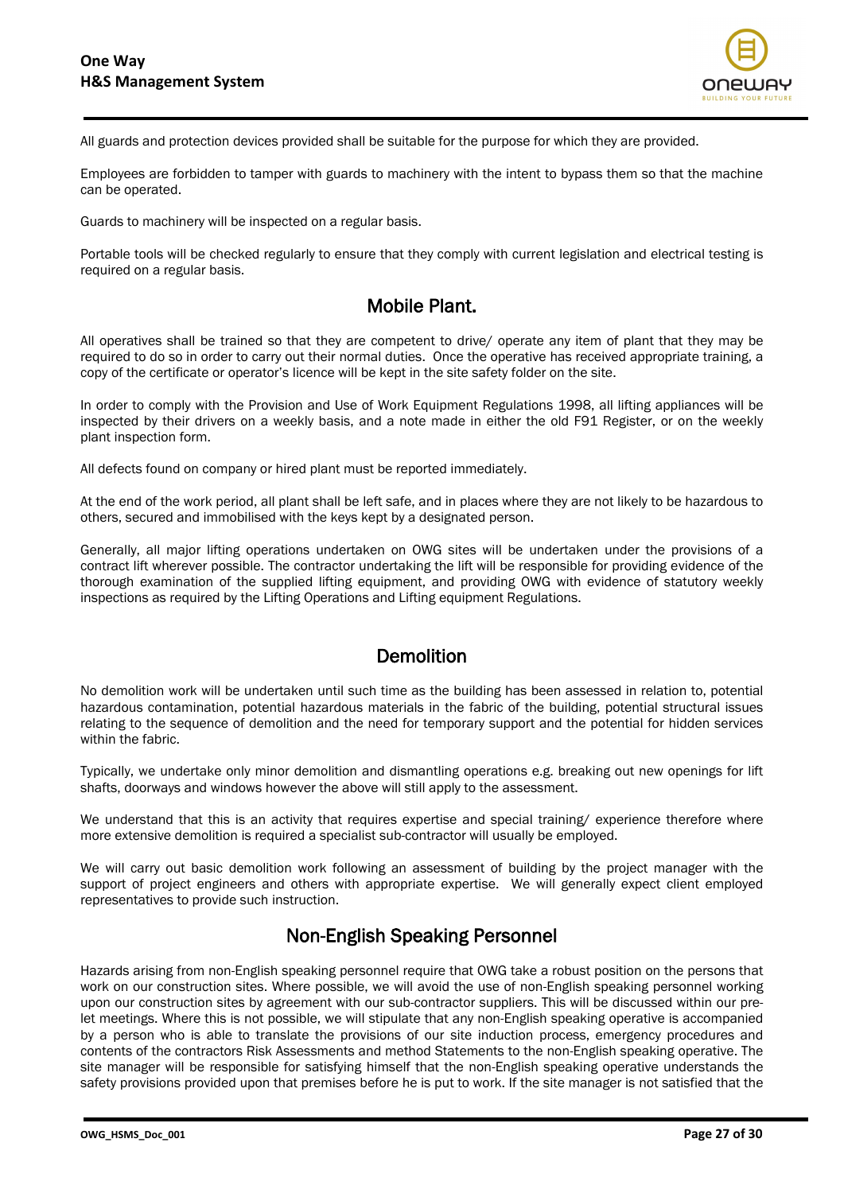All guards and protection devices provided shall be suitable for the purpose for which they are provided.

Employees are forbidden to tamper with guards to machinery with the intent to bypass them so that the machine can be operated.

Guards to machinery will be inspected on a regular basis.

Portable tools will be checked regularly to ensure that they comply with current legislation and electrical testing is required on a regular basis.

## Mobile Plant.

All operatives shall be trained so that they are competent to drive/ operate any item of plant that they may be required to do so in order to carry out their normal duties. Once the operative has received appropriate training, a copy of the certificate or operator's licence will be kept in the site safety folder on the site.

In order to comply with the Provision and Use of Work Equipment Regulations 1998, all lifting appliances will be inspected by their drivers on a weekly basis, and a note made in either the old F91 Register, or on the weekly plant inspection form.

All defects found on company or hired plant must be reported immediately.

At the end of the work period, all plant shall be left safe, and in places where they are not likely to be hazardous to others, secured and immobilised with the keys kept by a designated person.

Generally, all major lifting operations undertaken on OWG sites will be undertaken under the provisions of a contract lift wherever possible. The contractor undertaking the lift will be responsible for providing evidence of the thorough examination of the supplied lifting equipment, and providing OWG with evidence of statutory weekly inspections as required by the Lifting Operations and Lifting equipment Regulations.

## Demolition

No demolition work will be undertaken until such time as the building has been assessed in relation to, potential hazardous contamination, potential hazardous materials in the fabric of the building, potential structural issues relating to the sequence of demolition and the need for temporary support and the potential for hidden services within the fabric.

Typically, we undertake only minor demolition and dismantling operations e.g. breaking out new openings for lift shafts, doorways and windows however the above will still apply to the assessment.

We understand that this is an activity that requires expertise and special training/ experience therefore where more extensive demolition is required a specialist sub-contractor will usually be employed.

We will carry out basic demolition work following an assessment of building by the project manager with the support of project engineers and others with appropriate expertise. We will generally expect client employed representatives to provide such instruction.

## Non-English Speaking Personnel

Hazards arising from non-English speaking personnel require that OWG take a robust position on the persons that work on our construction sites. Where possible, we will avoid the use of non-English speaking personnel working upon our construction sites by agreement with our sub-contractor suppliers. This will be discussed within our pre-let meetings. Where this is not possible, we will stipulate that any non-English speaking operative is accompanied by a person who is able to translate the provisions of our site induction process, emergency procedures and contents of the contractors Risk Assessments and method Statements to the non-English speaking operative. The site manager will be responsible for satisfying himself that the non-English speaking operative understands the safety provisions provided upon that premises before he is put to work. If the site manager is not satisfied that the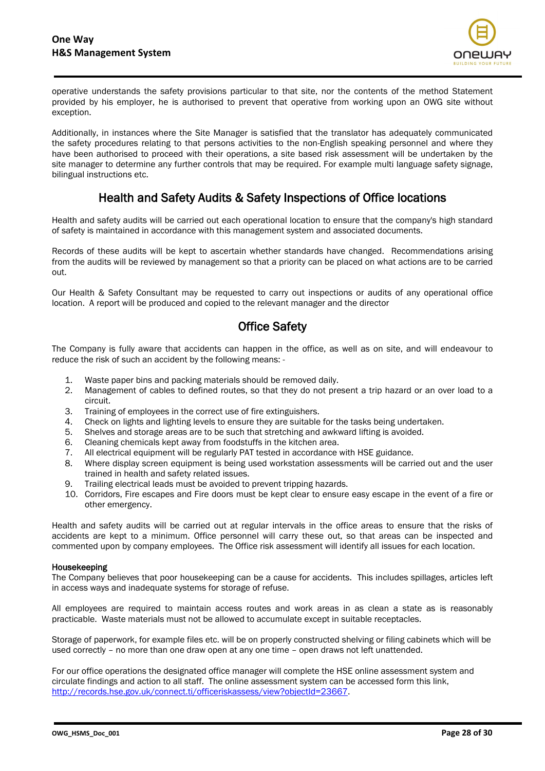operative understands the safety provisions particular to that site, nor the contents of the method Statement provided by his employer, he is authorised to prevent that operative from working upon an OWG site without exception.

Additionally, in instances where the Site Manager is satisfied that the translator has adequately communicated the safety procedures relating to that persons activities to the non-English speaking personnel and where they have been authorised to proceed with their operations, a site based risk assessment will be undertaken by the site manager to determine any further controls that may be required. For example multi language safety signage, bilingual instructions etc.

## Health and Safety Audits & Safety Inspections of Office locations

Health and safety audits will be carried out each operational location to ensure that the company's high standard of safety is maintained in accordance with this management system and associated documents.

Records of these audits will be kept to ascertain whether standards have changed. Recommendations arising from the audits will be reviewed by management so that a priority can be placed on what actions are to be carried out.

Our Health & Safety Consultant may be requested to carry out inspections or audits of any operational office location. A report will be produced and copied to the relevant manager and the director

## Office Safety

The Company is fully aware that accidents can happen in the office, as well as on site, and will endeavour to reduce the risk of such an accident by the following means: -

1. Waste paper bins and packing materials should be removed daily.
2. Management of cables to defined routes, so that they do not present a trip hazard or an over load to a circuit.
3. Training of employees in the correct use of fire extinguishers.
4. Check on lights and lighting levels to ensure they are suitable for the tasks being undertaken.
5. Shelves and storage areas are to be such that stretching and awkward lifting is avoided.
6. Cleaning chemicals kept away from foodstuffs in the kitchen area.
7. All electrical equipment will be regularly PAT tested in accordance with HSE guidance.
8. Where display screen equipment is being used workstation assessments will be carried out and the user trained in health and safety related issues.
9. Trailing electrical leads must be avoided to prevent tripping hazards.
10. Corridors, Fire escapes and Fire doors must be kept clear to ensure easy escape in the event of a fire or other emergency.

Health and safety audits will be carried out at regular intervals in the office areas to ensure that the risks of accidents are kept to a minimum. Office personnel will carry these out, so that areas can be inspected and commented upon by company employees. The Office risk assessment will identify all issues for each location.

### Housekeeping

The Company believes that poor housekeeping can be a cause for accidents. This includes spillages, articles left in access ways and inadequate systems for storage of refuse.

All employees are required to maintain access routes and work areas in as clean a state as is reasonably practicable. Waste materials must not be allowed to accumulate except in suitable receptacles.

Storage of paperwork, for example files etc. will be on properly constructed shelving or filing cabinets which will be used correctly – no more than one draw open at any one time – open draws not left unattended.

For our office operations the designated office manager will complete the HSE online assessment system and circulate findings and action to all staff. The online assessment system can be accessed form this link, [http://records.hse.gov.uk/connect.ti/officeriskassess/view?objectId=23667](http://records.hse.gov.uk/connect.ti/officeriskassess/view?objectId=23667).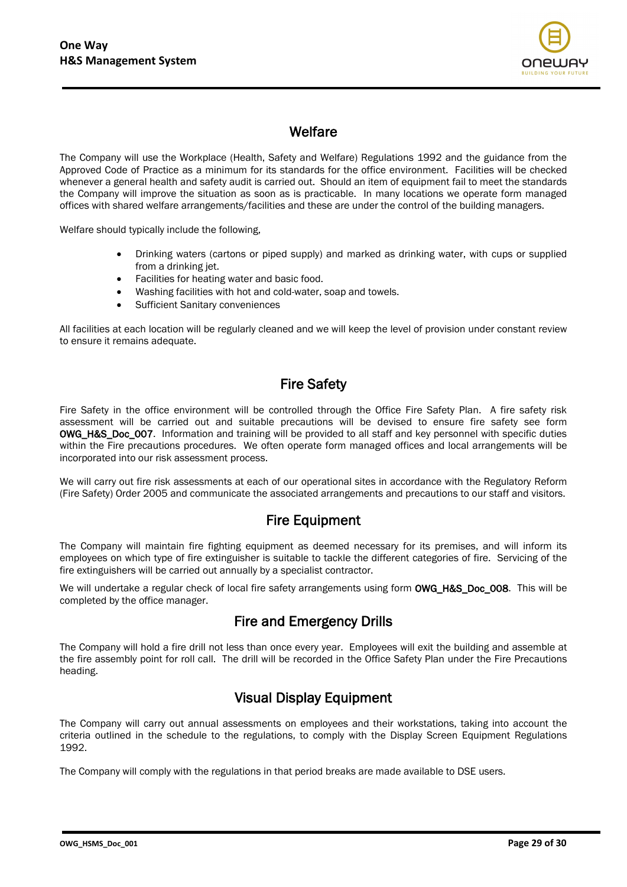## Welfare

The Company will use the Workplace (Health, Safety and Welfare) Regulations 1992 and the guidance from the Approved Code of Practice as a minimum for its standards for the office environment. Facilities will be checked whenever a general health and safety audit is carried out. Should an item of equipment fail to meet the standards the Company will improve the situation as soon as is practicable. In many locations we operate form managed offices with shared welfare arrangements/facilities and these are under the control of the building managers.

Welfare should typically include the following,

- Drinking waters (cartons or piped supply) and marked as drinking water, with cups or supplied from a drinking jet.
- Facilities for heating water and basic food.
- Washing facilities with hot and cold-water, soap and towels.
- Sufficient Sanitary conveniences

All facilities at each location will be regularly cleaned and we will keep the level of provision under constant review to ensure it remains adequate.

## Fire Safety

Fire Safety in the office environment will be controlled through the Office Fire Safety Plan. A fire safety risk assessment will be carried out and suitable precautions will be devised to ensure fire safety see form **OWG_H&S_Doc_007**. Information and training will be provided to all staff and key personnel with specific duties within the Fire precautions procedures. We often operate form managed offices and local arrangements will be incorporated into our risk assessment process.

We will carry out fire risk assessments at each of our operational sites in accordance with the Regulatory Reform (Fire Safety) Order 2005 and communicate the associated arrangements and precautions to our staff and visitors.

## Fire Equipment

The Company will maintain fire fighting equipment as deemed necessary for its premises, and will inform its employees on which type of fire extinguisher is suitable to tackle the different categories of fire. Servicing of the fire extinguishers will be carried out annually by a specialist contractor.

We will undertake a regular check of local fire safety arrangements using form **OWG_H&S_Doc_008**. This will be completed by the office manager.

## Fire and Emergency Drills

The Company will hold a fire drill not less than once every year. Employees will exit the building and assemble at the fire assembly point for roll call. The drill will be recorded in the Office Safety Plan under the Fire Precautions heading.

## Visual Display Equipment

The Company will carry out annual assessments on employees and their workstations, taking into account the criteria outlined in the schedule to the regulations, to comply with the Display Screen Equipment Regulations 1992.

The Company will comply with the regulations in that period breaks are made available to DSE users.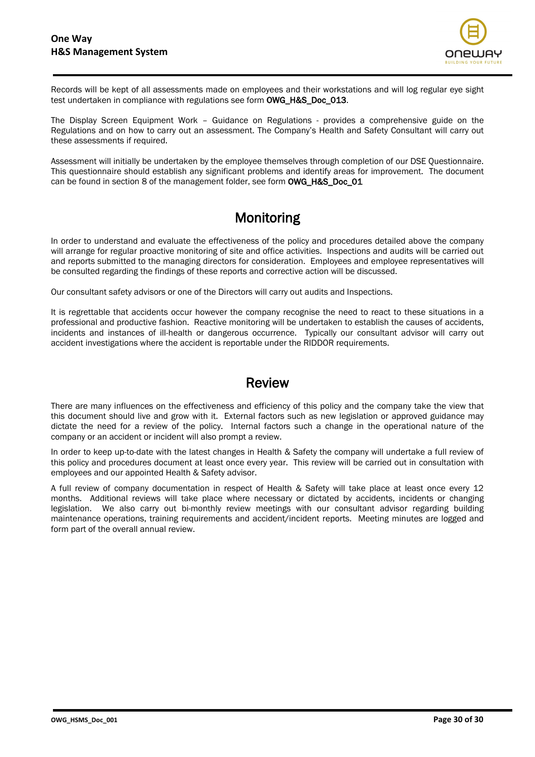Records will be kept of all assessments made on employees and their workstations and will log regular eye sight test undertaken in compliance with regulations see form **OWG_H&S_Doc_013**.

The Display Screen Equipment Work – Guidance on Regulations - provides a comprehensive guide on the Regulations and on how to carry out an assessment. The Company's Health and Safety Consultant will carry out these assessments if required.

Assessment will initially be undertaken by the employee themselves through completion of our DSE Questionnaire. This questionnaire should establish any significant problems and identify areas for improvement. The document can be found in section 8 of the management folder, see form **OWG_H&S_Doc_01**

## Monitoring

In order to understand and evaluate the effectiveness of the policy and procedures detailed above the company will arrange for regular proactive monitoring of site and office activities. Inspections and audits will be carried out and reports submitted to the managing directors for consideration. Employees and employee representatives will be consulted regarding the findings of these reports and corrective action will be discussed.

Our consultant safety advisors or one of the Directors will carry out audits and Inspections.

It is regrettable that accidents occur however the company recognise the need to react to these situations in a professional and productive fashion. Reactive monitoring will be undertaken to establish the causes of accidents, incidents and instances of ill-health or dangerous occurrence. Typically our consultant advisor will carry out accident investigations where the accident is reportable under the RIDDOR requirements.

## Review

There are many influences on the effectiveness and efficiency of this policy and the company take the view that this document should live and grow with it. External factors such as new legislation or approved guidance may dictate the need for a review of the policy. Internal factors such a change in the operational nature of the company or an accident or incident will also prompt a review.

In order to keep up-to-date with the latest changes in Health & Safety the company will undertake a full review of this policy and procedures document at least once every year. This review will be carried out in consultation with employees and our appointed Health & Safety advisor.

A full review of company documentation in respect of Health & Safety will take place at least once every 12 months. Additional reviews will take place where necessary or dictated by accidents, incidents or changing legislation. We also carry out bi-monthly review meetings with our consultant advisor regarding building maintenance operations, training requirements and accident/incident reports. Meeting minutes are logged and form part of the overall annual review.